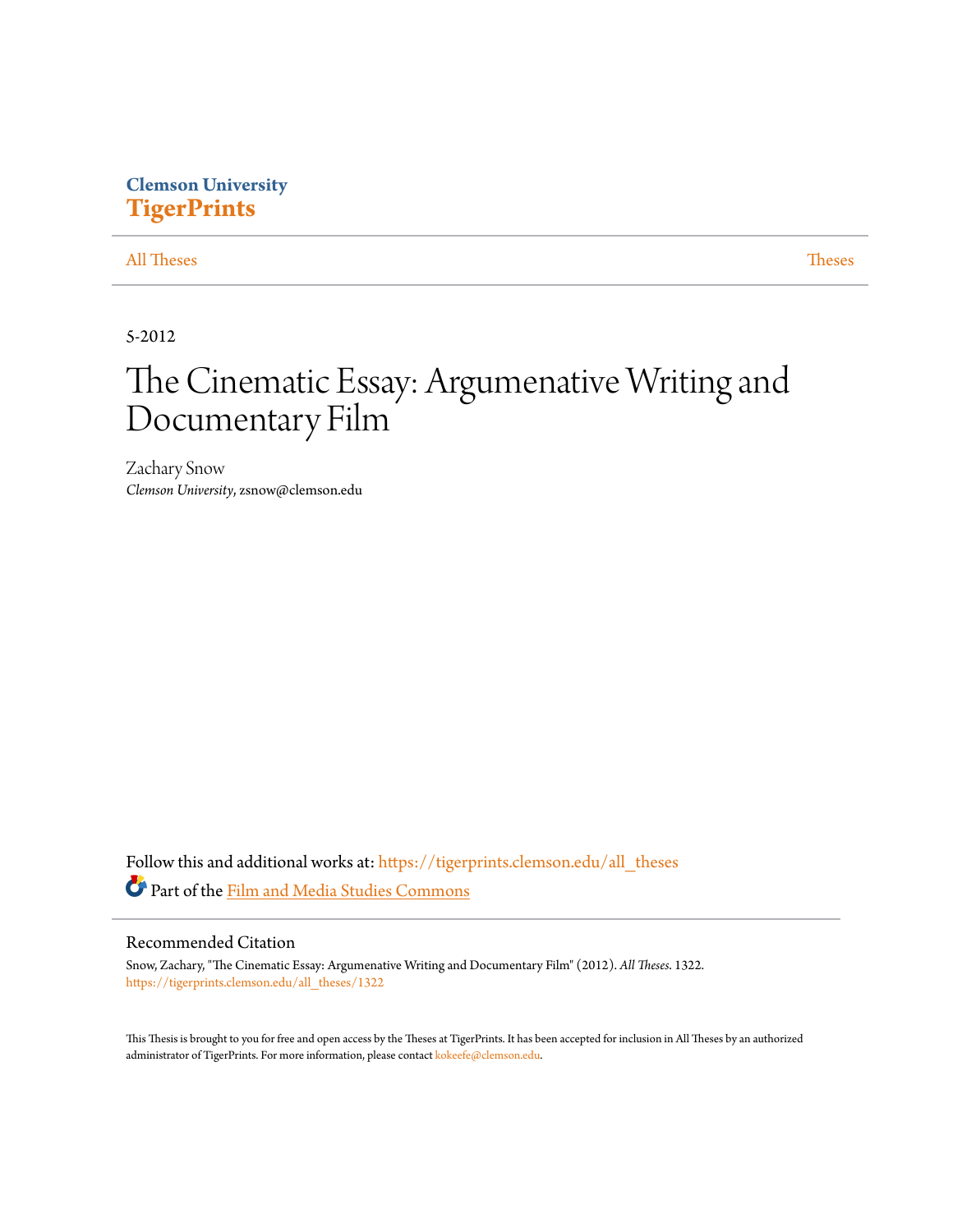Clemson University
**TigerPrints**

All Theses | Theses

5-2012

# The Cinematic Essay: Argumenative Writing and Documentary Film

Zachary Snow
*Clemson University*, zsnow@clemson.edu

Follow this and additional works at: https://tigerprints.clemson.edu/all_theses

Part of the Film and Media Studies Commons

## Recommended Citation

Snow, Zachary, "The Cinematic Essay: Argumenative Writing and Documentary Film" (2012). *All Theses*. 1322.
https://tigerprints.clemson.edu/all_theses/1322

This Thesis is brought to you for free and open access by the Theses at TigerPrints. It has been accepted for inclusion in All Theses by an authorized administrator of TigerPrints. For more information, please contact kokeefe@clemson.edu.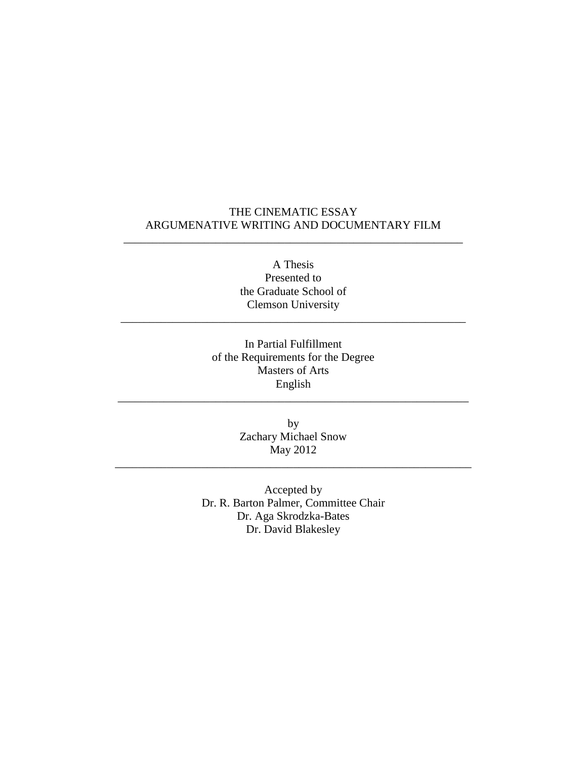# THE CINEMATIC ESSAY
# ARGUMENATIVE WRITING AND DOCUMENTARY FILM

---

A Thesis
Presented to
the Graduate School of
Clemson University

---

In Partial Fulfillment
of the Requirements for the Degree
Masters of Arts
English

---

by
Zachary Michael Snow
May 2012

---

Accepted by
Dr. R. Barton Palmer, Committee Chair
Dr. Aga Skrodzka-Bates
Dr. David Blakesley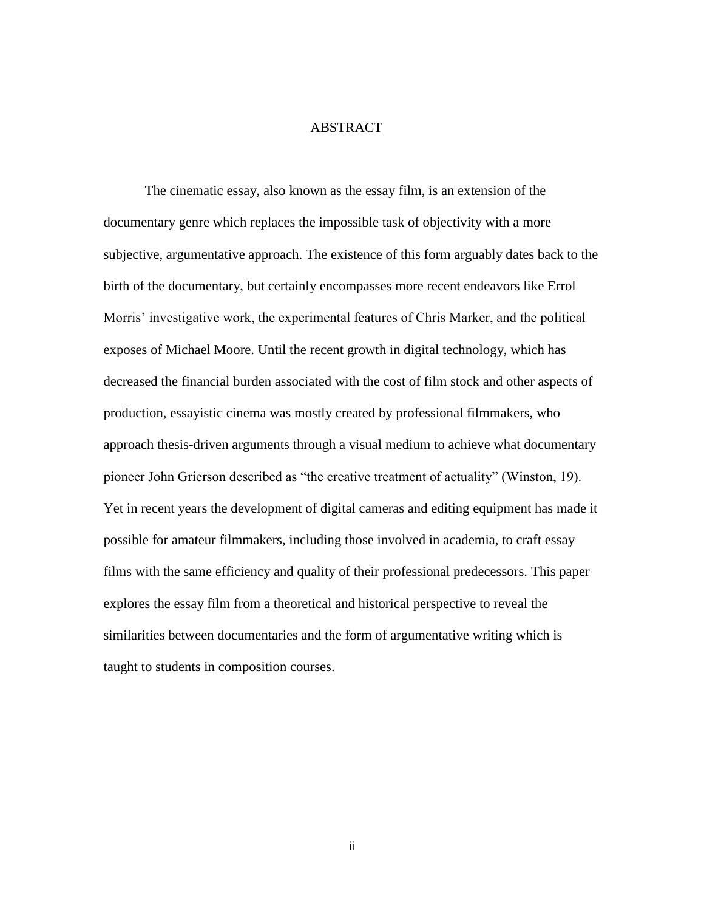# ABSTRACT

The cinematic essay, also known as the essay film, is an extension of the documentary genre which replaces the impossible task of objectivity with a more subjective, argumentative approach. The existence of this form arguably dates back to the birth of the documentary, but certainly encompasses more recent endeavors like Errol Morris' investigative work, the experimental features of Chris Marker, and the political exposes of Michael Moore. Until the recent growth in digital technology, which has decreased the financial burden associated with the cost of film stock and other aspects of production, essayistic cinema was mostly created by professional filmmakers, who approach thesis-driven arguments through a visual medium to achieve what documentary pioneer John Grierson described as "the creative treatment of actuality" (Winston, 19). Yet in recent years the development of digital cameras and editing equipment has made it possible for amateur filmmakers, including those involved in academia, to craft essay films with the same efficiency and quality of their professional predecessors. This paper explores the essay film from a theoretical and historical perspective to reveal the similarities between documentaries and the form of argumentative writing which is taught to students in composition courses.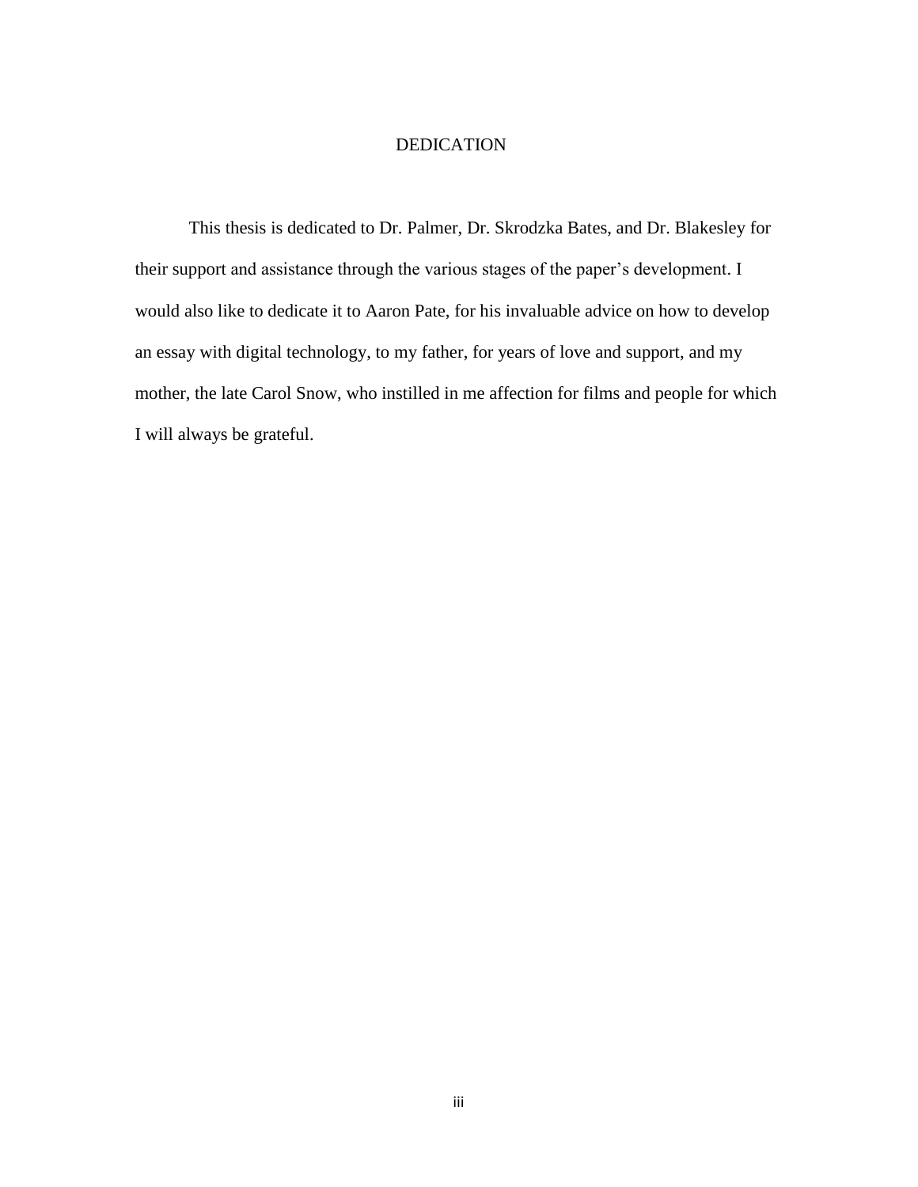# DEDICATION

This thesis is dedicated to Dr. Palmer, Dr. Skrodzka Bates, and Dr. Blakesley for their support and assistance through the various stages of the paper's development. I would also like to dedicate it to Aaron Pate, for his invaluable advice on how to develop an essay with digital technology, to my father, for years of love and support, and my mother, the late Carol Snow, who instilled in me affection for films and people for which I will always be grateful.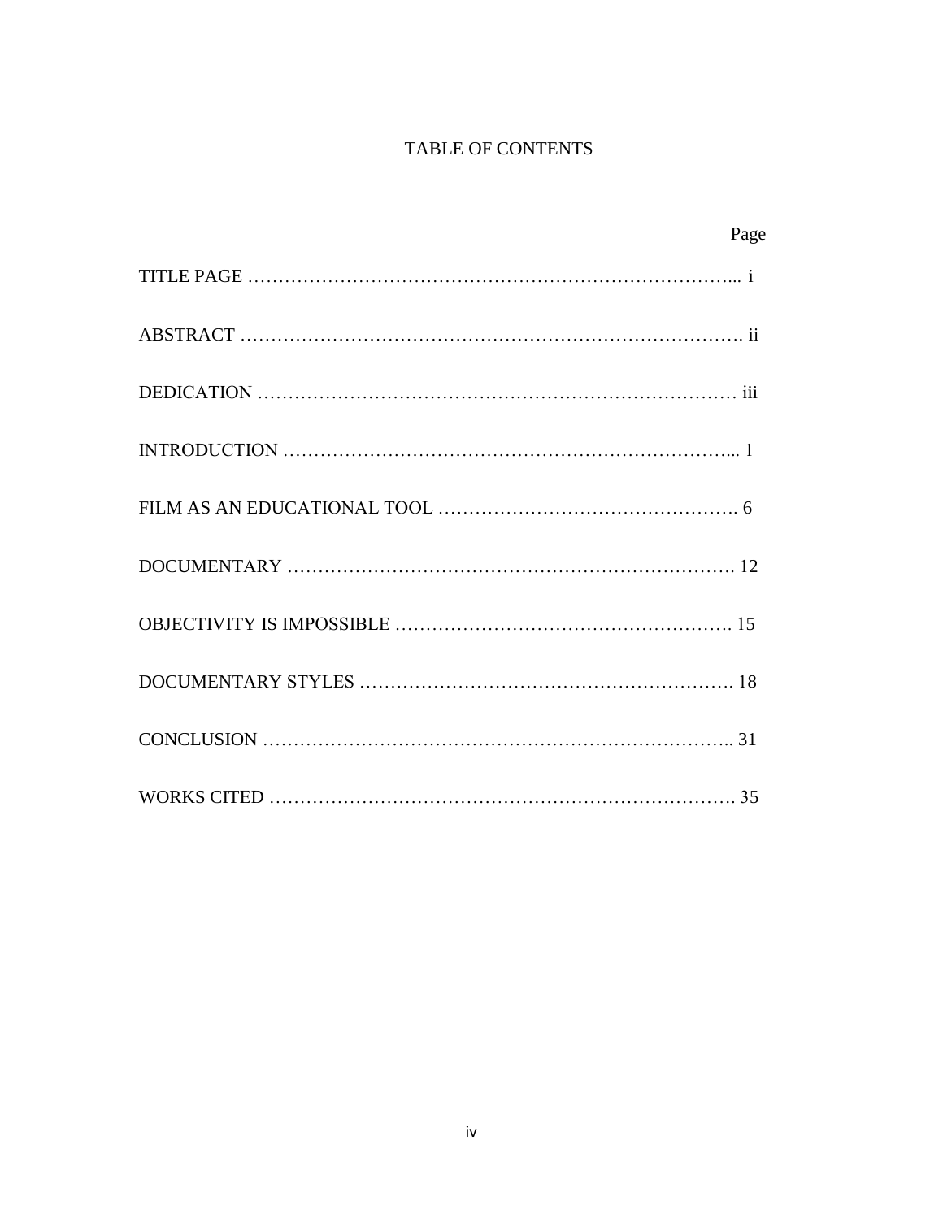# TABLE OF CONTENTS

| | Page |
|---|---|
| TITLE PAGE | i |
| ABSTRACT | ii |
| DEDICATION | iii |
| INTRODUCTION | 1 |
| FILM AS AN EDUCATIONAL TOOL | 6 |
| DOCUMENTARY | 12 |
| OBJECTIVITY IS IMPOSSIBLE | 15 |
| DOCUMENTARY STYLES | 18 |
| CONCLUSION | 31 |
| WORKS CITED | 35 |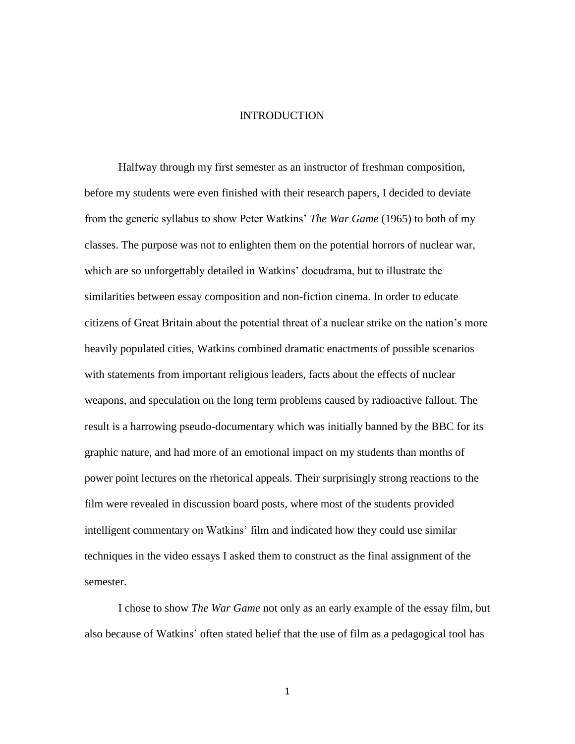# INTRODUCTION

Halfway through my first semester as an instructor of freshman composition, before my students were even finished with their research papers, I decided to deviate from the generic syllabus to show Peter Watkins' *The War Game* (1965) to both of my classes. The purpose was not to enlighten them on the potential horrors of nuclear war, which are so unforgettably detailed in Watkins' docudrama, but to illustrate the similarities between essay composition and non-fiction cinema. In order to educate citizens of Great Britain about the potential threat of a nuclear strike on the nation's more heavily populated cities, Watkins combined dramatic enactments of possible scenarios with statements from important religious leaders, facts about the effects of nuclear weapons, and speculation on the long term problems caused by radioactive fallout. The result is a harrowing pseudo-documentary which was initially banned by the BBC for its graphic nature, and had more of an emotional impact on my students than months of power point lectures on the rhetorical appeals. Their surprisingly strong reactions to the film were revealed in discussion board posts, where most of the students provided intelligent commentary on Watkins' film and indicated how they could use similar techniques in the video essays I asked them to construct as the final assignment of the semester.

I chose to show *The War Game* not only as an early example of the essay film, but also because of Watkins' often stated belief that the use of film as a pedagogical tool has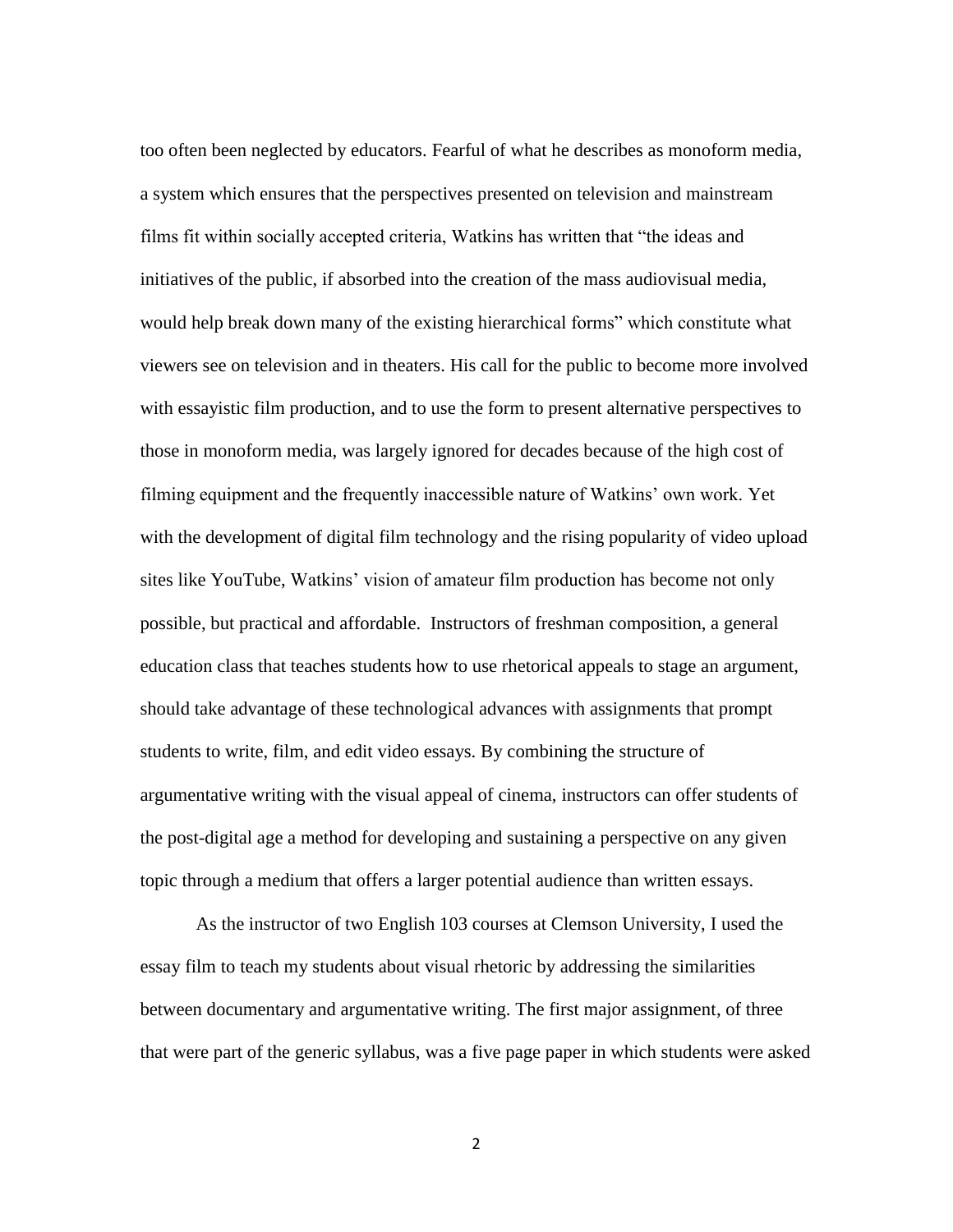too often been neglected by educators. Fearful of what he describes as monoform media, a system which ensures that the perspectives presented on television and mainstream films fit within socially accepted criteria, Watkins has written that "the ideas and initiatives of the public, if absorbed into the creation of the mass audiovisual media, would help break down many of the existing hierarchical forms" which constitute what viewers see on television and in theaters. His call for the public to become more involved with essayistic film production, and to use the form to present alternative perspectives to those in monoform media, was largely ignored for decades because of the high cost of filming equipment and the frequently inaccessible nature of Watkins' own work. Yet with the development of digital film technology and the rising popularity of video upload sites like YouTube, Watkins' vision of amateur film production has become not only possible, but practical and affordable. Instructors of freshman composition, a general education class that teaches students how to use rhetorical appeals to stage an argument, should take advantage of these technological advances with assignments that prompt students to write, film, and edit video essays. By combining the structure of argumentative writing with the visual appeal of cinema, instructors can offer students of the post-digital age a method for developing and sustaining a perspective on any given topic through a medium that offers a larger potential audience than written essays.

As the instructor of two English 103 courses at Clemson University, I used the essay film to teach my students about visual rhetoric by addressing the similarities between documentary and argumentative writing. The first major assignment, of three that were part of the generic syllabus, was a five page paper in which students were asked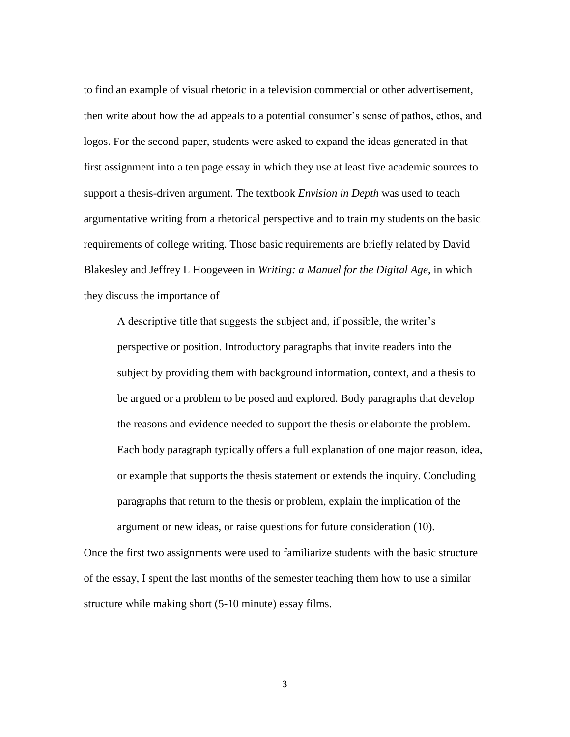to find an example of visual rhetoric in a television commercial or other advertisement, then write about how the ad appeals to a potential consumer's sense of pathos, ethos, and logos. For the second paper, students were asked to expand the ideas generated in that first assignment into a ten page essay in which they use at least five academic sources to support a thesis-driven argument. The textbook *Envision in Depth* was used to teach argumentative writing from a rhetorical perspective and to train my students on the basic requirements of college writing. Those basic requirements are briefly related by David Blakesley and Jeffrey L Hoogeveen in *Writing: a Manuel for the Digital Age*, in which they discuss the importance of

> A descriptive title that suggests the subject and, if possible, the writer's perspective or position. Introductory paragraphs that invite readers into the subject by providing them with background information, context, and a thesis to be argued or a problem to be posed and explored. Body paragraphs that develop the reasons and evidence needed to support the thesis or elaborate the problem. Each body paragraph typically offers a full explanation of one major reason, idea, or example that supports the thesis statement or extends the inquiry. Concluding paragraphs that return to the thesis or problem, explain the implication of the argument or new ideas, or raise questions for future consideration (10).

Once the first two assignments were used to familiarize students with the basic structure of the essay, I spent the last months of the semester teaching them how to use a similar structure while making short (5-10 minute) essay films.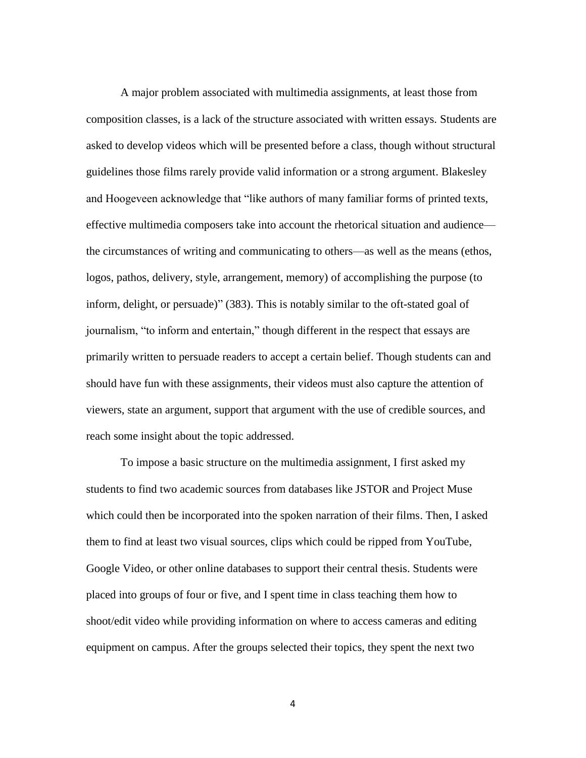A major problem associated with multimedia assignments, at least those from composition classes, is a lack of the structure associated with written essays. Students are asked to develop videos which will be presented before a class, though without structural guidelines those films rarely provide valid information or a strong argument. Blakesley and Hoogeveen acknowledge that "like authors of many familiar forms of printed texts, effective multimedia composers take into account the rhetorical situation and audience—the circumstances of writing and communicating to others—as well as the means (ethos, logos, pathos, delivery, style, arrangement, memory) of accomplishing the purpose (to inform, delight, or persuade)" (383). This is notably similar to the oft-stated goal of journalism, "to inform and entertain," though different in the respect that essays are primarily written to persuade readers to accept a certain belief. Though students can and should have fun with these assignments, their videos must also capture the attention of viewers, state an argument, support that argument with the use of credible sources, and reach some insight about the topic addressed.

To impose a basic structure on the multimedia assignment, I first asked my students to find two academic sources from databases like JSTOR and Project Muse which could then be incorporated into the spoken narration of their films. Then, I asked them to find at least two visual sources, clips which could be ripped from YouTube, Google Video, or other online databases to support their central thesis. Students were placed into groups of four or five, and I spent time in class teaching them how to shoot/edit video while providing information on where to access cameras and editing equipment on campus. After the groups selected their topics, they spent the next two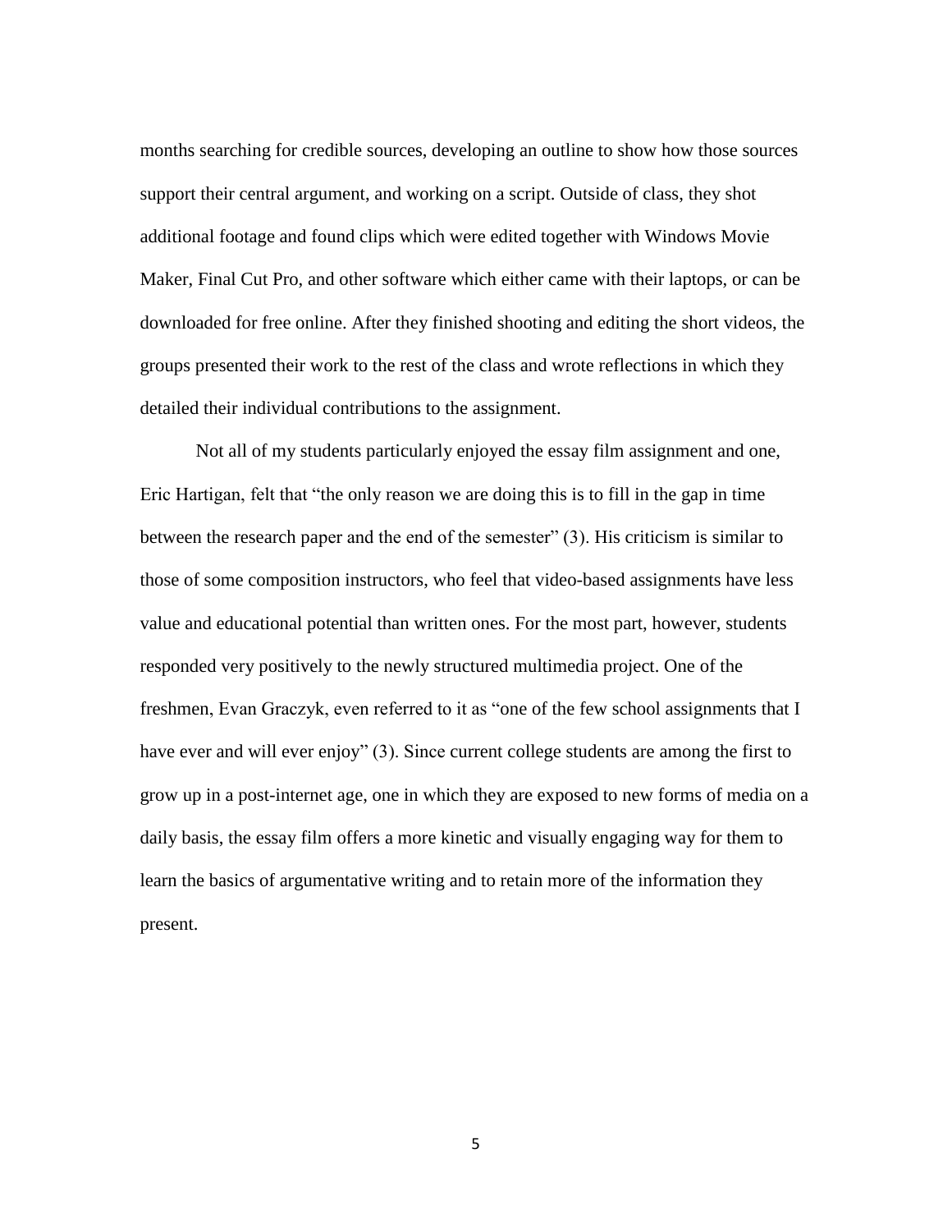months searching for credible sources, developing an outline to show how those sources support their central argument, and working on a script. Outside of class, they shot additional footage and found clips which were edited together with Windows Movie Maker, Final Cut Pro, and other software which either came with their laptops, or can be downloaded for free online. After they finished shooting and editing the short videos, the groups presented their work to the rest of the class and wrote reflections in which they detailed their individual contributions to the assignment.

Not all of my students particularly enjoyed the essay film assignment and one, Eric Hartigan, felt that "the only reason we are doing this is to fill in the gap in time between the research paper and the end of the semester" (3). His criticism is similar to those of some composition instructors, who feel that video-based assignments have less value and educational potential than written ones. For the most part, however, students responded very positively to the newly structured multimedia project. One of the freshmen, Evan Graczyk, even referred to it as "one of the few school assignments that I have ever and will ever enjoy" (3). Since current college students are among the first to grow up in a post-internet age, one in which they are exposed to new forms of media on a daily basis, the essay film offers a more kinetic and visually engaging way for them to learn the basics of argumentative writing and to retain more of the information they present.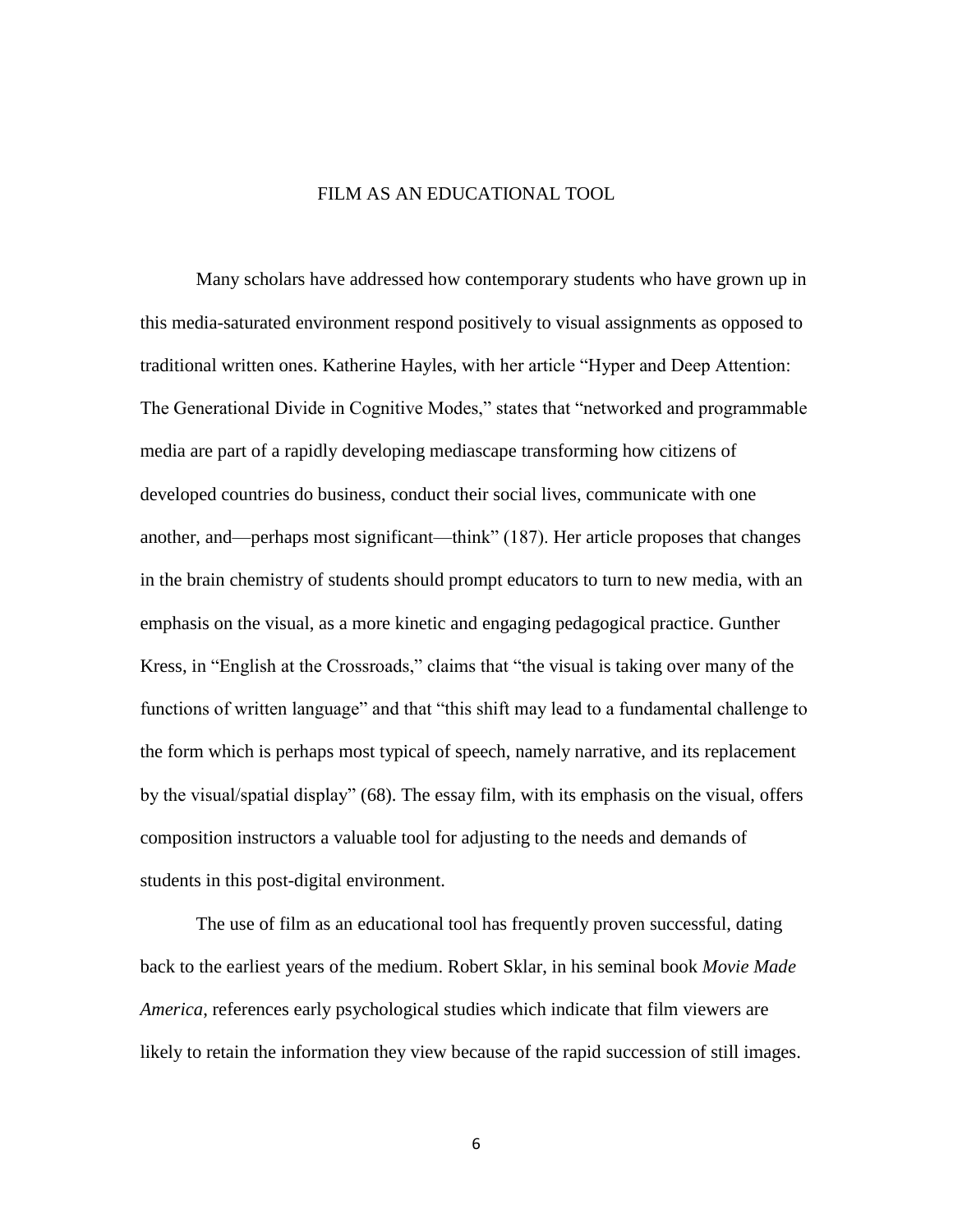# FILM AS AN EDUCATIONAL TOOL

Many scholars have addressed how contemporary students who have grown up in this media-saturated environment respond positively to visual assignments as opposed to traditional written ones. Katherine Hayles, with her article "Hyper and Deep Attention: The Generational Divide in Cognitive Modes," states that "networked and programmable media are part of a rapidly developing mediascape transforming how citizens of developed countries do business, conduct their social lives, communicate with one another, and—perhaps most significant—think" (187). Her article proposes that changes in the brain chemistry of students should prompt educators to turn to new media, with an emphasis on the visual, as a more kinetic and engaging pedagogical practice. Gunther Kress, in "English at the Crossroads," claims that "the visual is taking over many of the functions of written language" and that "this shift may lead to a fundamental challenge to the form which is perhaps most typical of speech, namely narrative, and its replacement by the visual/spatial display" (68). The essay film, with its emphasis on the visual, offers composition instructors a valuable tool for adjusting to the needs and demands of students in this post-digital environment.

The use of film as an educational tool has frequently proven successful, dating back to the earliest years of the medium. Robert Sklar, in his seminal book *Movie Made America*, references early psychological studies which indicate that film viewers are likely to retain the information they view because of the rapid succession of still images.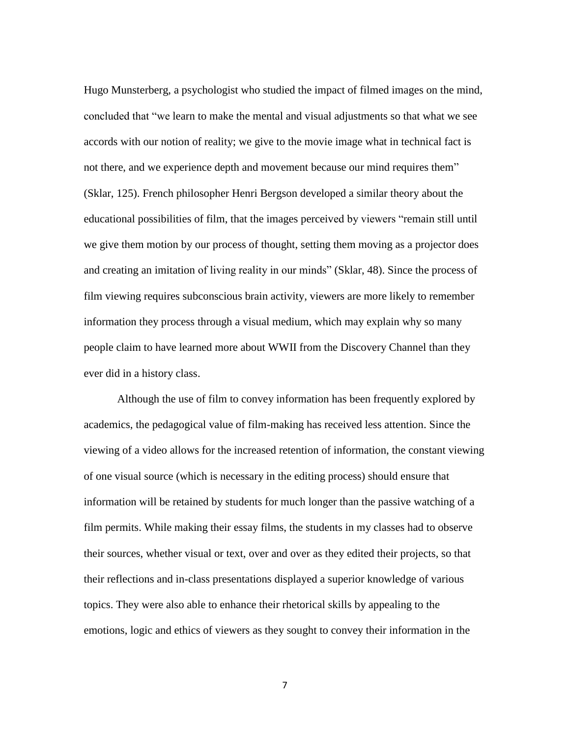Hugo Munsterberg, a psychologist who studied the impact of filmed images on the mind, concluded that "we learn to make the mental and visual adjustments so that what we see accords with our notion of reality; we give to the movie image what in technical fact is not there, and we experience depth and movement because our mind requires them" (Sklar, 125). French philosopher Henri Bergson developed a similar theory about the educational possibilities of film, that the images perceived by viewers "remain still until we give them motion by our process of thought, setting them moving as a projector does and creating an imitation of living reality in our minds" (Sklar, 48). Since the process of film viewing requires subconscious brain activity, viewers are more likely to remember information they process through a visual medium, which may explain why so many people claim to have learned more about WWII from the Discovery Channel than they ever did in a history class.

Although the use of film to convey information has been frequently explored by academics, the pedagogical value of film-making has received less attention. Since the viewing of a video allows for the increased retention of information, the constant viewing of one visual source (which is necessary in the editing process) should ensure that information will be retained by students for much longer than the passive watching of a film permits. While making their essay films, the students in my classes had to observe their sources, whether visual or text, over and over as they edited their projects, so that their reflections and in-class presentations displayed a superior knowledge of various topics. They were also able to enhance their rhetorical skills by appealing to the emotions, logic and ethics of viewers as they sought to convey their information in the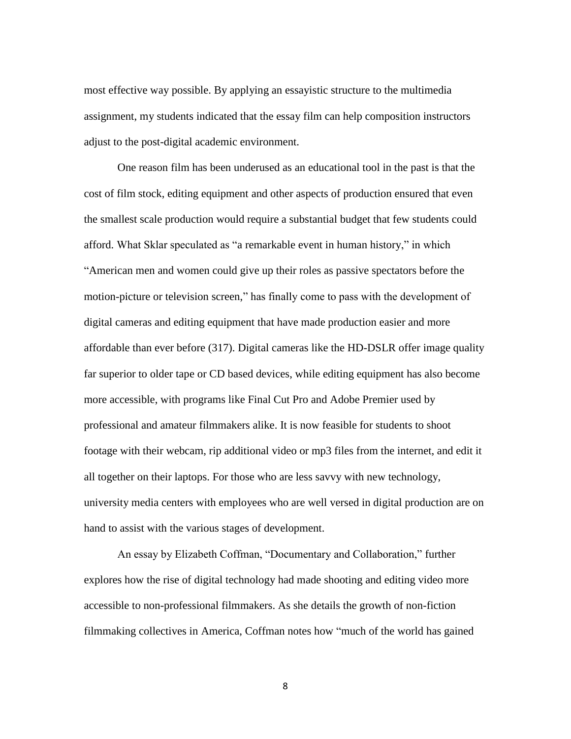most effective way possible. By applying an essayistic structure to the multimedia assignment, my students indicated that the essay film can help composition instructors adjust to the post-digital academic environment.

One reason film has been underused as an educational tool in the past is that the cost of film stock, editing equipment and other aspects of production ensured that even the smallest scale production would require a substantial budget that few students could afford. What Sklar speculated as "a remarkable event in human history," in which "American men and women could give up their roles as passive spectators before the motion-picture or television screen," has finally come to pass with the development of digital cameras and editing equipment that have made production easier and more affordable than ever before (317). Digital cameras like the HD-DSLR offer image quality far superior to older tape or CD based devices, while editing equipment has also become more accessible, with programs like Final Cut Pro and Adobe Premier used by professional and amateur filmmakers alike. It is now feasible for students to shoot footage with their webcam, rip additional video or mp3 files from the internet, and edit it all together on their laptops. For those who are less savvy with new technology, university media centers with employees who are well versed in digital production are on hand to assist with the various stages of development.

An essay by Elizabeth Coffman, "Documentary and Collaboration," further explores how the rise of digital technology had made shooting and editing video more accessible to non-professional filmmakers. As she details the growth of non-fiction filmmaking collectives in America, Coffman notes how "much of the world has gained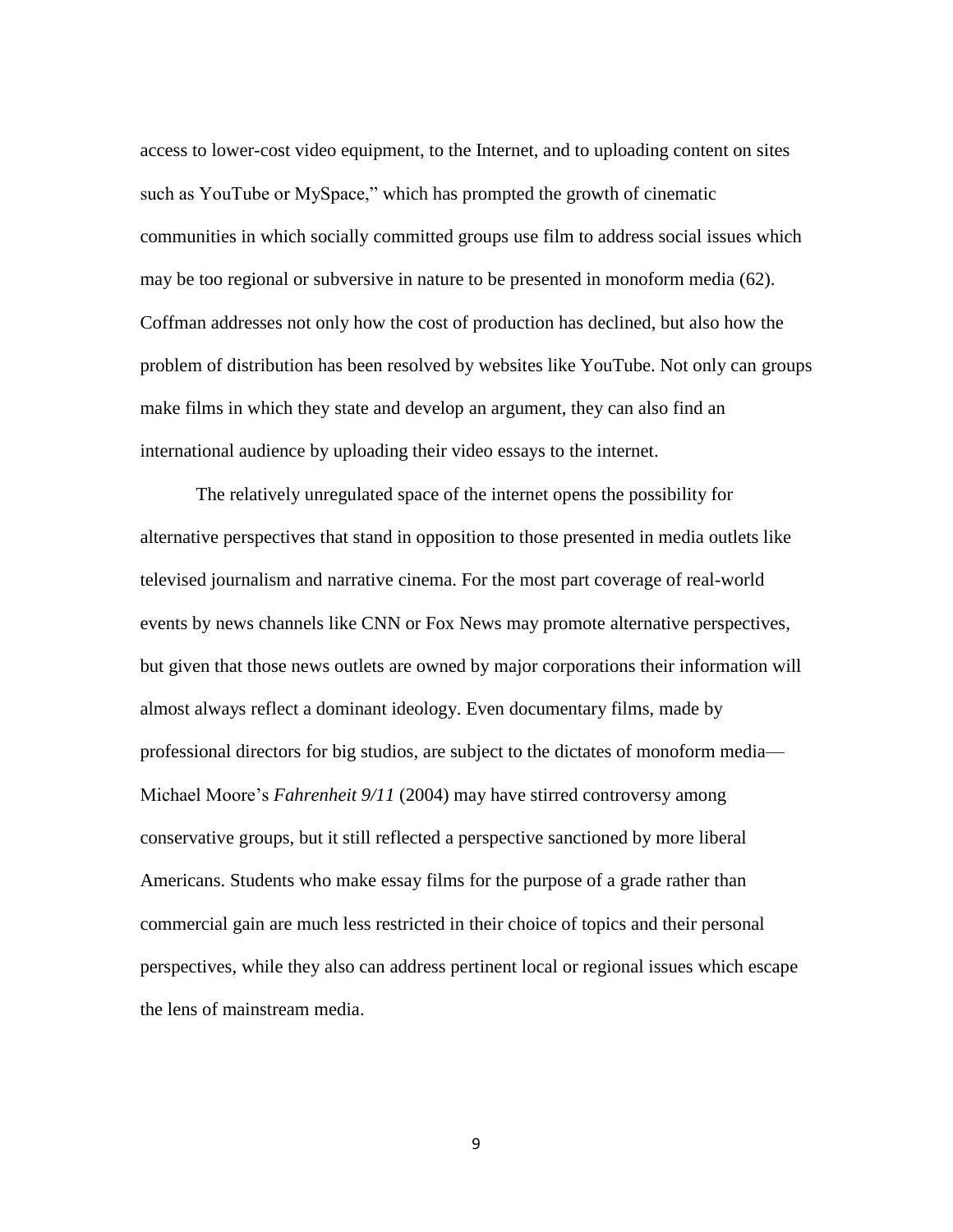access to lower-cost video equipment, to the Internet, and to uploading content on sites such as YouTube or MySpace," which has prompted the growth of cinematic communities in which socially committed groups use film to address social issues which may be too regional or subversive in nature to be presented in monoform media (62). Coffman addresses not only how the cost of production has declined, but also how the problem of distribution has been resolved by websites like YouTube. Not only can groups make films in which they state and develop an argument, they can also find an international audience by uploading their video essays to the internet.

The relatively unregulated space of the internet opens the possibility for alternative perspectives that stand in opposition to those presented in media outlets like televised journalism and narrative cinema. For the most part coverage of real-world events by news channels like CNN or Fox News may promote alternative perspectives, but given that those news outlets are owned by major corporations their information will almost always reflect a dominant ideology. Even documentary films, made by professional directors for big studios, are subject to the dictates of monoform media—Michael Moore's *Fahrenheit 9/11* (2004) may have stirred controversy among conservative groups, but it still reflected a perspective sanctioned by more liberal Americans. Students who make essay films for the purpose of a grade rather than commercial gain are much less restricted in their choice of topics and their personal perspectives, while they also can address pertinent local or regional issues which escape the lens of mainstream media.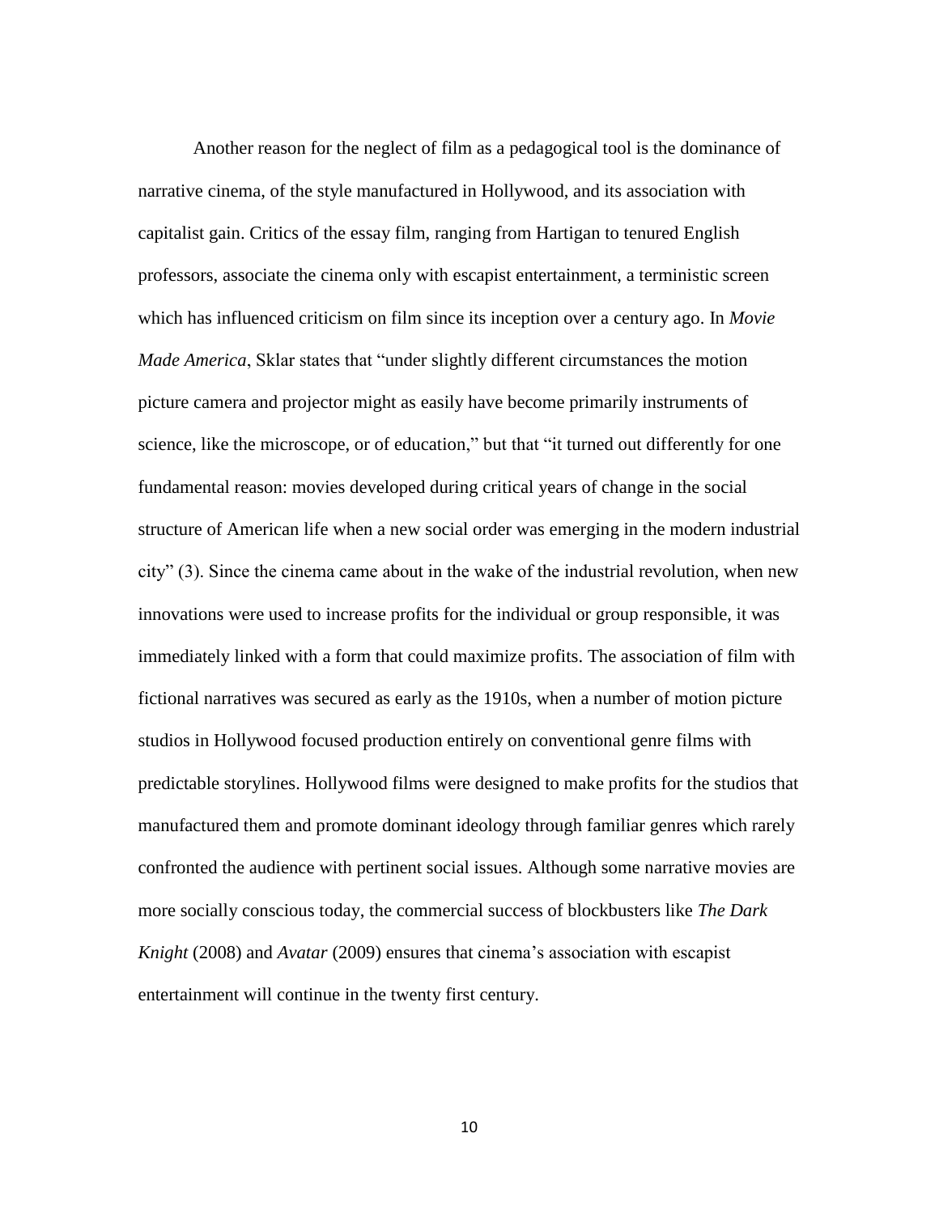Another reason for the neglect of film as a pedagogical tool is the dominance of narrative cinema, of the style manufactured in Hollywood, and its association with capitalist gain. Critics of the essay film, ranging from Hartigan to tenured English professors, associate the cinema only with escapist entertainment, a terministic screen which has influenced criticism on film since its inception over a century ago. In *Movie Made America*, Sklar states that "under slightly different circumstances the motion picture camera and projector might as easily have become primarily instruments of science, like the microscope, or of education," but that "it turned out differently for one fundamental reason: movies developed during critical years of change in the social structure of American life when a new social order was emerging in the modern industrial city" (3). Since the cinema came about in the wake of the industrial revolution, when new innovations were used to increase profits for the individual or group responsible, it was immediately linked with a form that could maximize profits. The association of film with fictional narratives was secured as early as the 1910s, when a number of motion picture studios in Hollywood focused production entirely on conventional genre films with predictable storylines. Hollywood films were designed to make profits for the studios that manufactured them and promote dominant ideology through familiar genres which rarely confronted the audience with pertinent social issues. Although some narrative movies are more socially conscious today, the commercial success of blockbusters like *The Dark Knight* (2008) and *Avatar* (2009) ensures that cinema's association with escapist entertainment will continue in the twenty first century.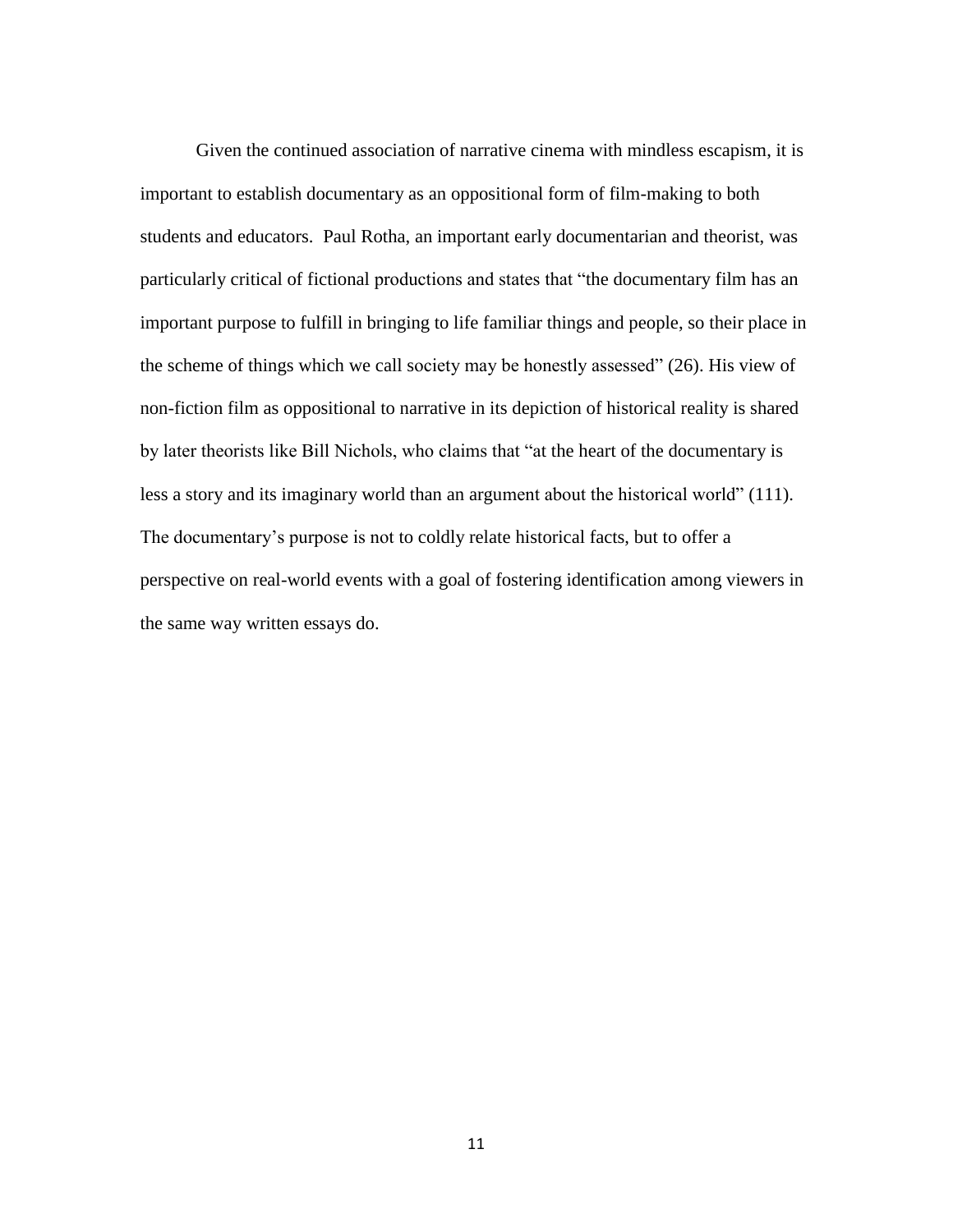Given the continued association of narrative cinema with mindless escapism, it is important to establish documentary as an oppositional form of film-making to both students and educators.  Paul Rotha, an important early documentarian and theorist, was particularly critical of fictional productions and states that "the documentary film has an important purpose to fulfill in bringing to life familiar things and people, so their place in the scheme of things which we call society may be honestly assessed" (26). His view of non-fiction film as oppositional to narrative in its depiction of historical reality is shared by later theorists like Bill Nichols, who claims that "at the heart of the documentary is less a story and its imaginary world than an argument about the historical world" (111). The documentary's purpose is not to coldly relate historical facts, but to offer a perspective on real-world events with a goal of fostering identification among viewers in the same way written essays do.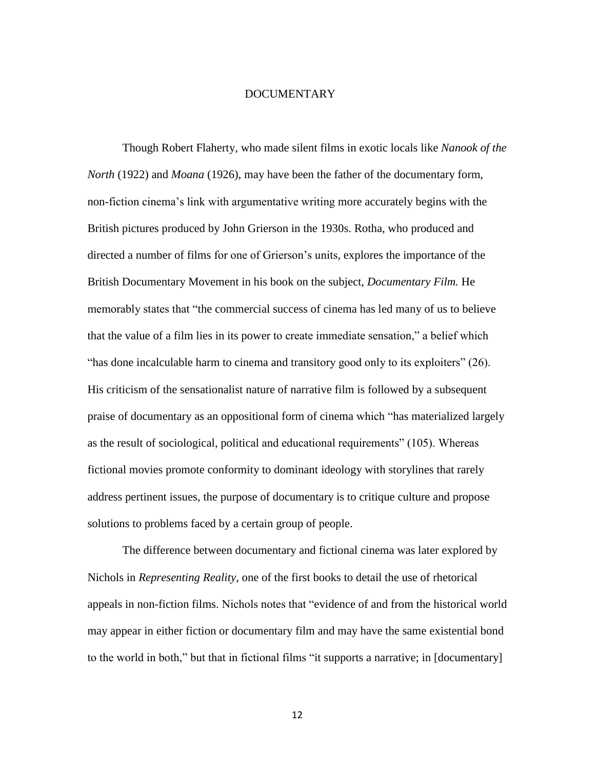## DOCUMENTARY

Though Robert Flaherty, who made silent films in exotic locals like *Nanook of the North* (1922) and *Moana* (1926), may have been the father of the documentary form, non-fiction cinema's link with argumentative writing more accurately begins with the British pictures produced by John Grierson in the 1930s. Rotha, who produced and directed a number of films for one of Grierson's units, explores the importance of the British Documentary Movement in his book on the subject, *Documentary Film.* He memorably states that "the commercial success of cinema has led many of us to believe that the value of a film lies in its power to create immediate sensation," a belief which "has done incalculable harm to cinema and transitory good only to its exploiters" (26). His criticism of the sensationalist nature of narrative film is followed by a subsequent praise of documentary as an oppositional form of cinema which "has materialized largely as the result of sociological, political and educational requirements" (105). Whereas fictional movies promote conformity to dominant ideology with storylines that rarely address pertinent issues, the purpose of documentary is to critique culture and propose solutions to problems faced by a certain group of people.

The difference between documentary and fictional cinema was later explored by Nichols in *Representing Reality*, one of the first books to detail the use of rhetorical appeals in non-fiction films. Nichols notes that "evidence of and from the historical world may appear in either fiction or documentary film and may have the same existential bond to the world in both," but that in fictional films "it supports a narrative; in [documentary]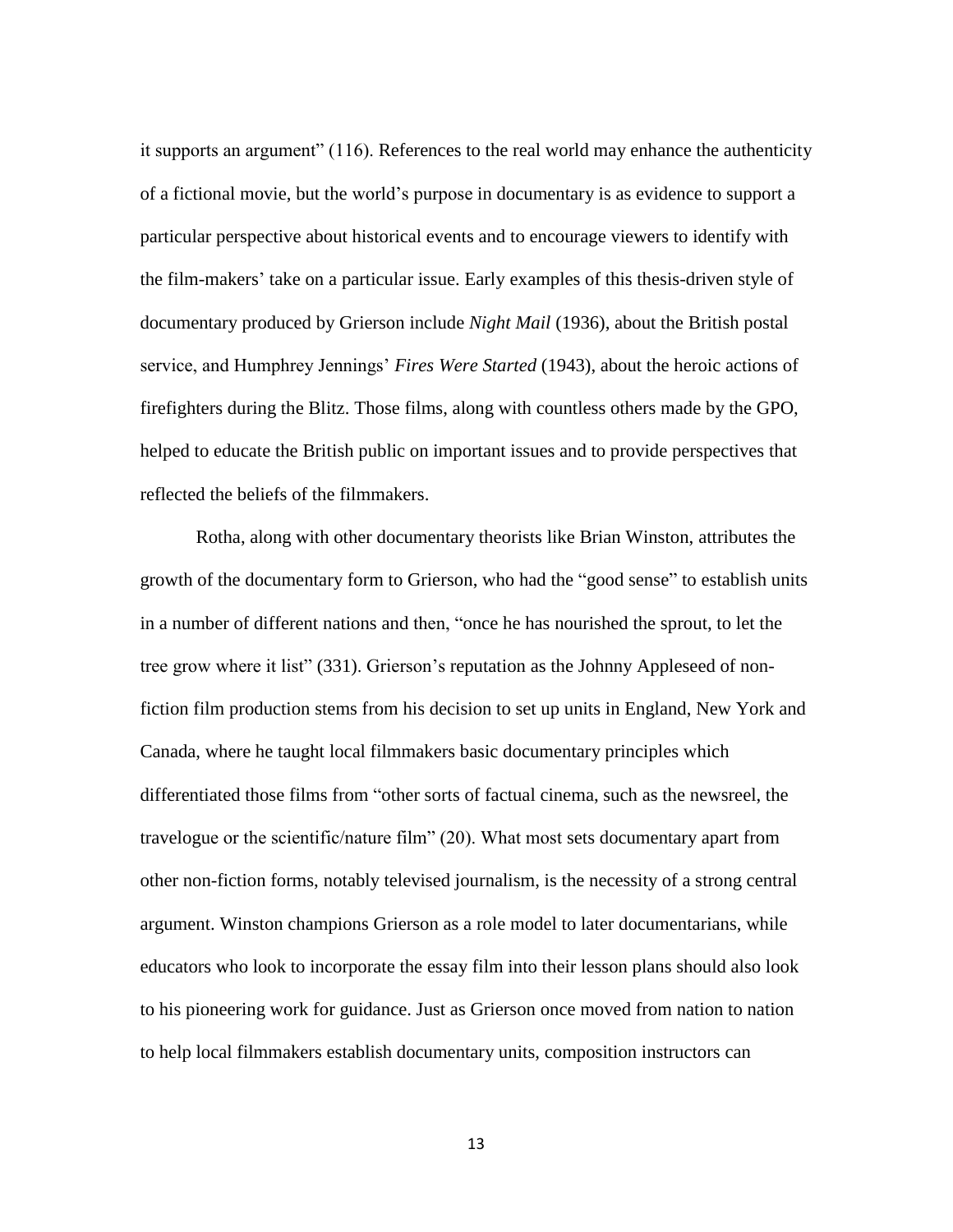it supports an argument" (116). References to the real world may enhance the authenticity of a fictional movie, but the world's purpose in documentary is as evidence to support a particular perspective about historical events and to encourage viewers to identify with the film-makers' take on a particular issue. Early examples of this thesis-driven style of documentary produced by Grierson include *Night Mail* (1936), about the British postal service, and Humphrey Jennings' *Fires Were Started* (1943), about the heroic actions of firefighters during the Blitz. Those films, along with countless others made by the GPO, helped to educate the British public on important issues and to provide perspectives that reflected the beliefs of the filmmakers.

Rotha, along with other documentary theorists like Brian Winston, attributes the growth of the documentary form to Grierson, who had the "good sense" to establish units in a number of different nations and then, "once he has nourished the sprout, to let the tree grow where it list" (331). Grierson's reputation as the Johnny Appleseed of non-fiction film production stems from his decision to set up units in England, New York and Canada, where he taught local filmmakers basic documentary principles which differentiated those films from "other sorts of factual cinema, such as the newsreel, the travelogue or the scientific/nature film" (20). What most sets documentary apart from other non-fiction forms, notably televised journalism, is the necessity of a strong central argument. Winston champions Grierson as a role model to later documentarians, while educators who look to incorporate the essay film into their lesson plans should also look to his pioneering work for guidance. Just as Grierson once moved from nation to nation to help local filmmakers establish documentary units, composition instructors can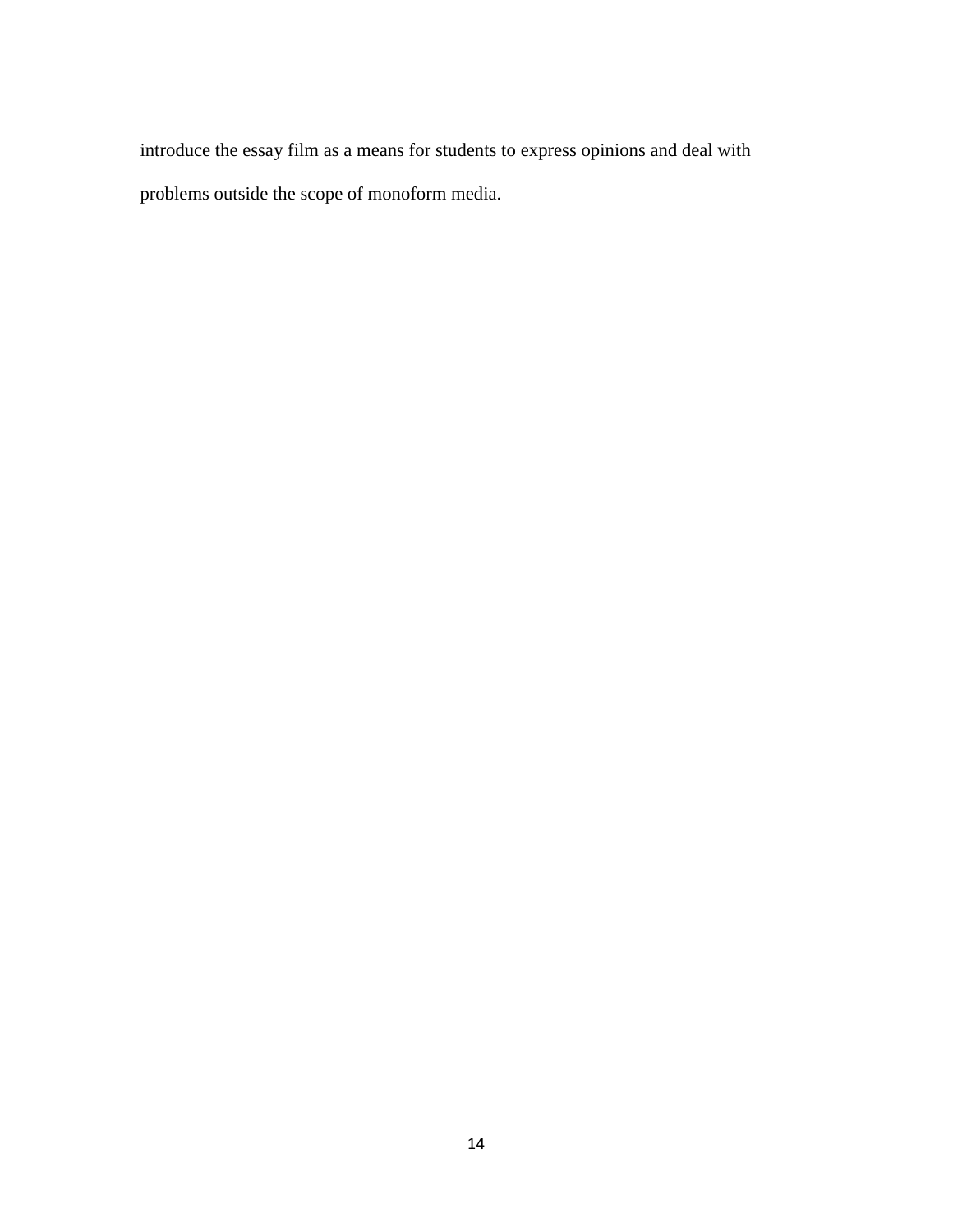introduce the essay film as a means for students to express opinions and deal with problems outside the scope of monoform media.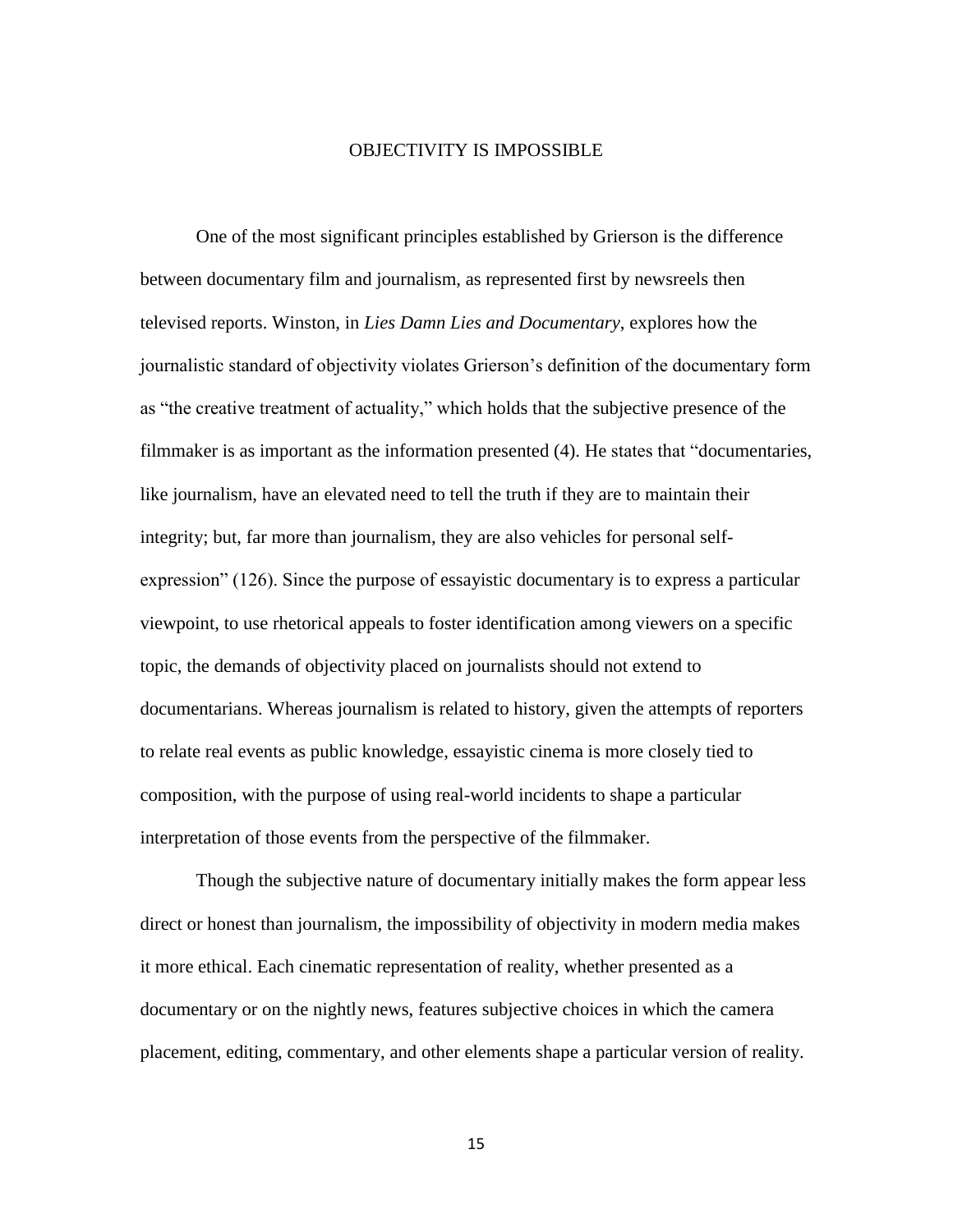# OBJECTIVITY IS IMPOSSIBLE

One of the most significant principles established by Grierson is the difference between documentary film and journalism, as represented first by newsreels then televised reports. Winston, in *Lies Damn Lies and Documentary*, explores how the journalistic standard of objectivity violates Grierson's definition of the documentary form as "the creative treatment of actuality," which holds that the subjective presence of the filmmaker is as important as the information presented (4). He states that "documentaries, like journalism, have an elevated need to tell the truth if they are to maintain their integrity; but, far more than journalism, they are also vehicles for personal self-expression" (126). Since the purpose of essayistic documentary is to express a particular viewpoint, to use rhetorical appeals to foster identification among viewers on a specific topic, the demands of objectivity placed on journalists should not extend to documentarians. Whereas journalism is related to history, given the attempts of reporters to relate real events as public knowledge, essayistic cinema is more closely tied to composition, with the purpose of using real-world incidents to shape a particular interpretation of those events from the perspective of the filmmaker.

Though the subjective nature of documentary initially makes the form appear less direct or honest than journalism, the impossibility of objectivity in modern media makes it more ethical. Each cinematic representation of reality, whether presented as a documentary or on the nightly news, features subjective choices in which the camera placement, editing, commentary, and other elements shape a particular version of reality.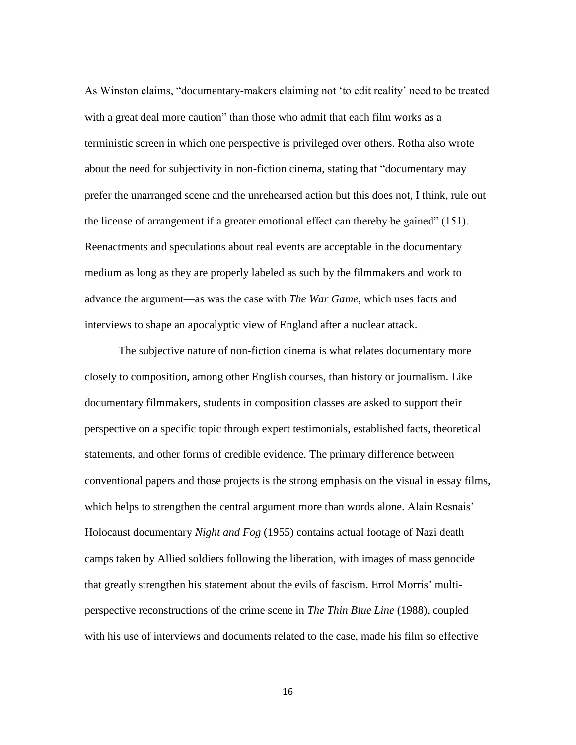As Winston claims, "documentary-makers claiming not 'to edit reality' need to be treated with a great deal more caution" than those who admit that each film works as a terministic screen in which one perspective is privileged over others. Rotha also wrote about the need for subjectivity in non-fiction cinema, stating that "documentary may prefer the unarranged scene and the unrehearsed action but this does not, I think, rule out the license of arrangement if a greater emotional effect can thereby be gained" (151). Reenactments and speculations about real events are acceptable in the documentary medium as long as they are properly labeled as such by the filmmakers and work to advance the argument—as was the case with *The War Game*, which uses facts and interviews to shape an apocalyptic view of England after a nuclear attack.

The subjective nature of non-fiction cinema is what relates documentary more closely to composition, among other English courses, than history or journalism. Like documentary filmmakers, students in composition classes are asked to support their perspective on a specific topic through expert testimonials, established facts, theoretical statements, and other forms of credible evidence. The primary difference between conventional papers and those projects is the strong emphasis on the visual in essay films, which helps to strengthen the central argument more than words alone. Alain Resnais' Holocaust documentary *Night and Fog* (1955) contains actual footage of Nazi death camps taken by Allied soldiers following the liberation, with images of mass genocide that greatly strengthen his statement about the evils of fascism. Errol Morris' multi-perspective reconstructions of the crime scene in *The Thin Blue Line* (1988), coupled with his use of interviews and documents related to the case, made his film so effective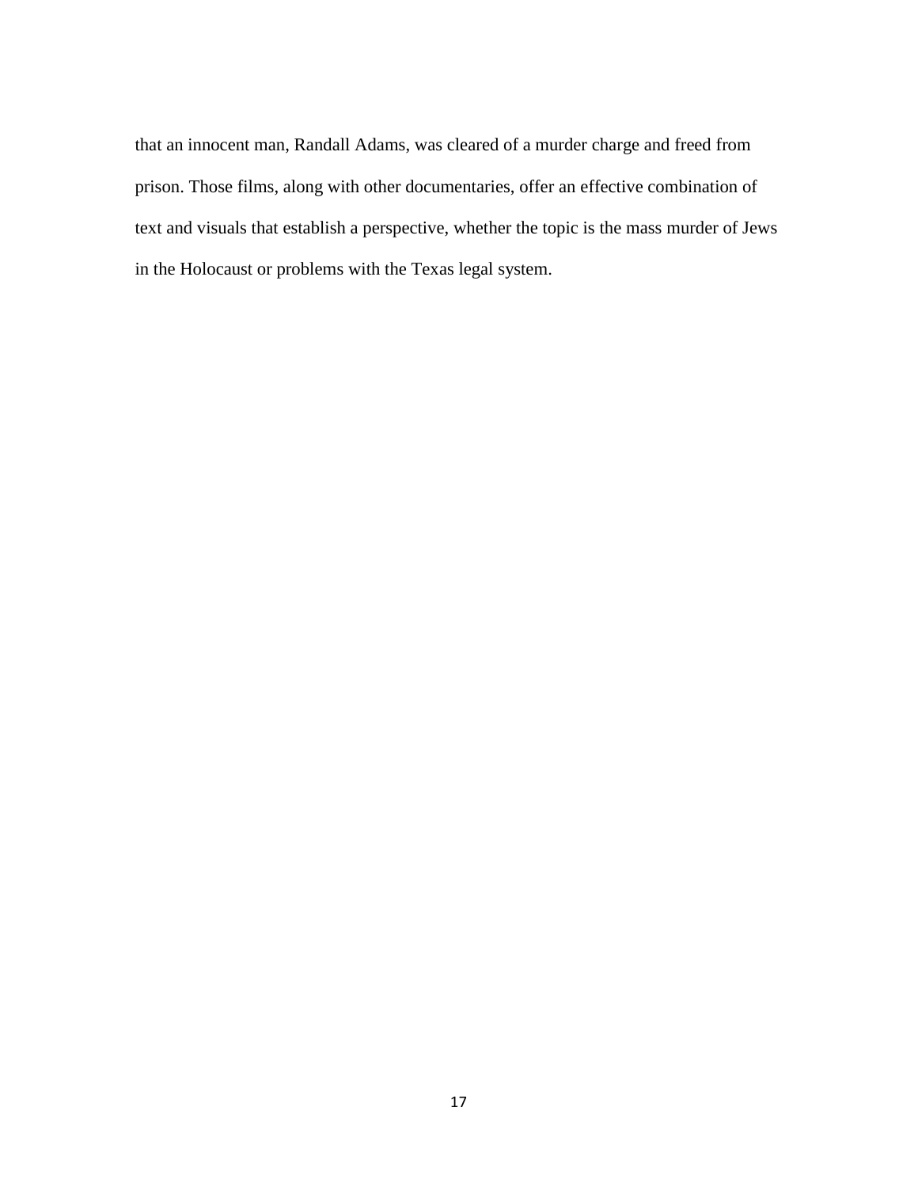that an innocent man, Randall Adams, was cleared of a murder charge and freed from prison. Those films, along with other documentaries, offer an effective combination of text and visuals that establish a perspective, whether the topic is the mass murder of Jews in the Holocaust or problems with the Texas legal system.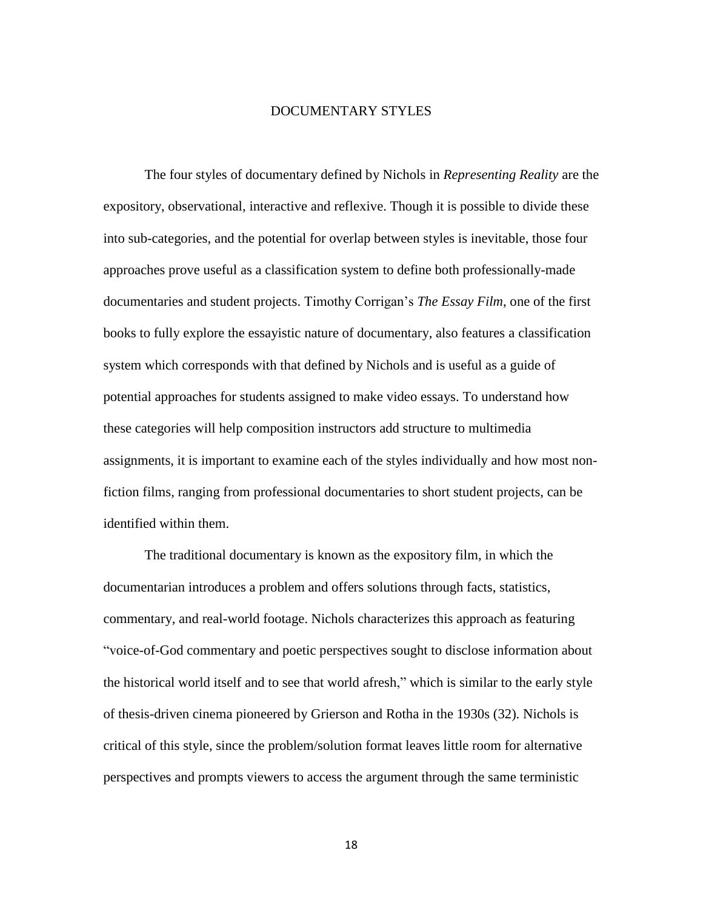## DOCUMENTARY STYLES

The four styles of documentary defined by Nichols in *Representing Reality* are the expository, observational, interactive and reflexive. Though it is possible to divide these into sub-categories, and the potential for overlap between styles is inevitable, those four approaches prove useful as a classification system to define both professionally-made documentaries and student projects. Timothy Corrigan's *The Essay Film,* one of the first books to fully explore the essayistic nature of documentary, also features a classification system which corresponds with that defined by Nichols and is useful as a guide of potential approaches for students assigned to make video essays. To understand how these categories will help composition instructors add structure to multimedia assignments, it is important to examine each of the styles individually and how most non-fiction films, ranging from professional documentaries to short student projects, can be identified within them.

The traditional documentary is known as the expository film, in which the documentarian introduces a problem and offers solutions through facts, statistics, commentary, and real-world footage. Nichols characterizes this approach as featuring "voice-of-God commentary and poetic perspectives sought to disclose information about the historical world itself and to see that world afresh," which is similar to the early style of thesis-driven cinema pioneered by Grierson and Rotha in the 1930s (32). Nichols is critical of this style, since the problem/solution format leaves little room for alternative perspectives and prompts viewers to access the argument through the same terministic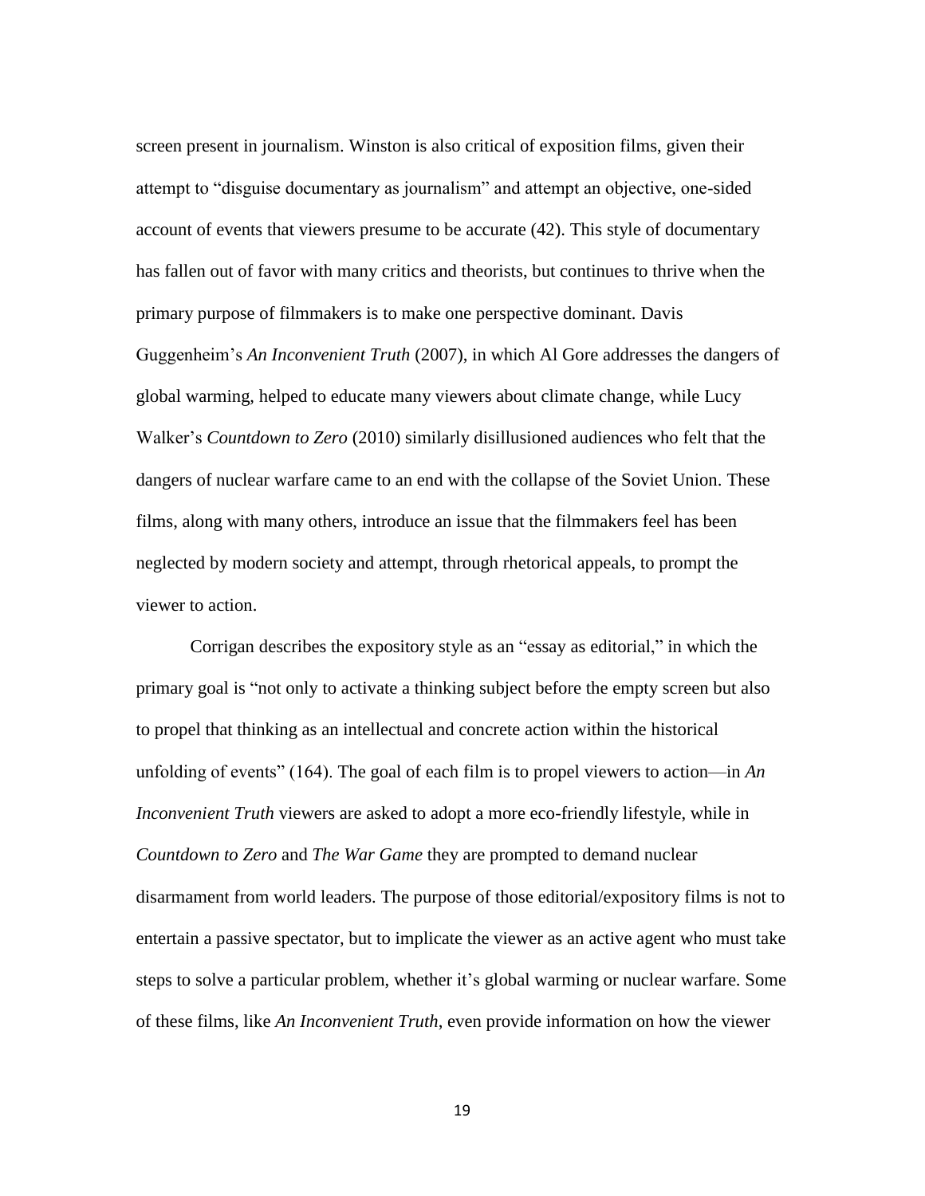screen present in journalism. Winston is also critical of exposition films, given their attempt to "disguise documentary as journalism" and attempt an objective, one-sided account of events that viewers presume to be accurate (42). This style of documentary has fallen out of favor with many critics and theorists, but continues to thrive when the primary purpose of filmmakers is to make one perspective dominant. Davis Guggenheim's *An Inconvenient Truth* (2007), in which Al Gore addresses the dangers of global warming, helped to educate many viewers about climate change, while Lucy Walker's *Countdown to Zero* (2010) similarly disillusioned audiences who felt that the dangers of nuclear warfare came to an end with the collapse of the Soviet Union. These films, along with many others, introduce an issue that the filmmakers feel has been neglected by modern society and attempt, through rhetorical appeals, to prompt the viewer to action.

Corrigan describes the expository style as an "essay as editorial," in which the primary goal is "not only to activate a thinking subject before the empty screen but also to propel that thinking as an intellectual and concrete action within the historical unfolding of events" (164). The goal of each film is to propel viewers to action—in *An Inconvenient Truth* viewers are asked to adopt a more eco-friendly lifestyle, while in *Countdown to Zero* and *The War Game* they are prompted to demand nuclear disarmament from world leaders. The purpose of those editorial/expository films is not to entertain a passive spectator, but to implicate the viewer as an active agent who must take steps to solve a particular problem, whether it's global warming or nuclear warfare. Some of these films, like *An Inconvenient Truth*, even provide information on how the viewer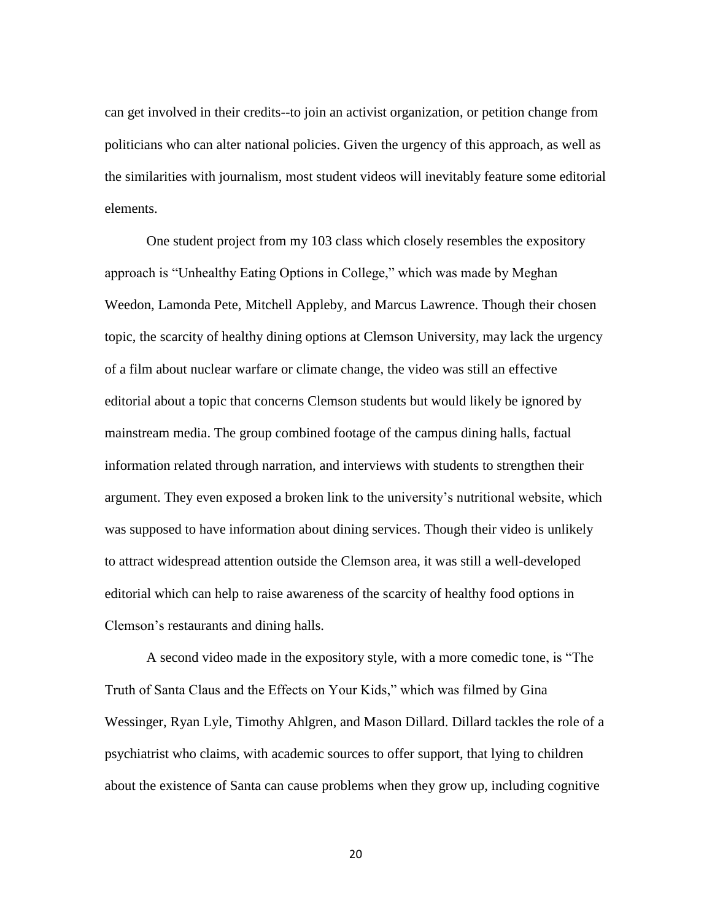can get involved in their credits--to join an activist organization, or petition change from politicians who can alter national policies. Given the urgency of this approach, as well as the similarities with journalism, most student videos will inevitably feature some editorial elements.

One student project from my 103 class which closely resembles the expository approach is "Unhealthy Eating Options in College," which was made by Meghan Weedon, Lamonda Pete, Mitchell Appleby, and Marcus Lawrence. Though their chosen topic, the scarcity of healthy dining options at Clemson University, may lack the urgency of a film about nuclear warfare or climate change, the video was still an effective editorial about a topic that concerns Clemson students but would likely be ignored by mainstream media. The group combined footage of the campus dining halls, factual information related through narration, and interviews with students to strengthen their argument. They even exposed a broken link to the university's nutritional website, which was supposed to have information about dining services. Though their video is unlikely to attract widespread attention outside the Clemson area, it was still a well-developed editorial which can help to raise awareness of the scarcity of healthy food options in Clemson's restaurants and dining halls.

A second video made in the expository style, with a more comedic tone, is "The Truth of Santa Claus and the Effects on Your Kids," which was filmed by Gina Wessinger, Ryan Lyle, Timothy Ahlgren, and Mason Dillard. Dillard tackles the role of a psychiatrist who claims, with academic sources to offer support, that lying to children about the existence of Santa can cause problems when they grow up, including cognitive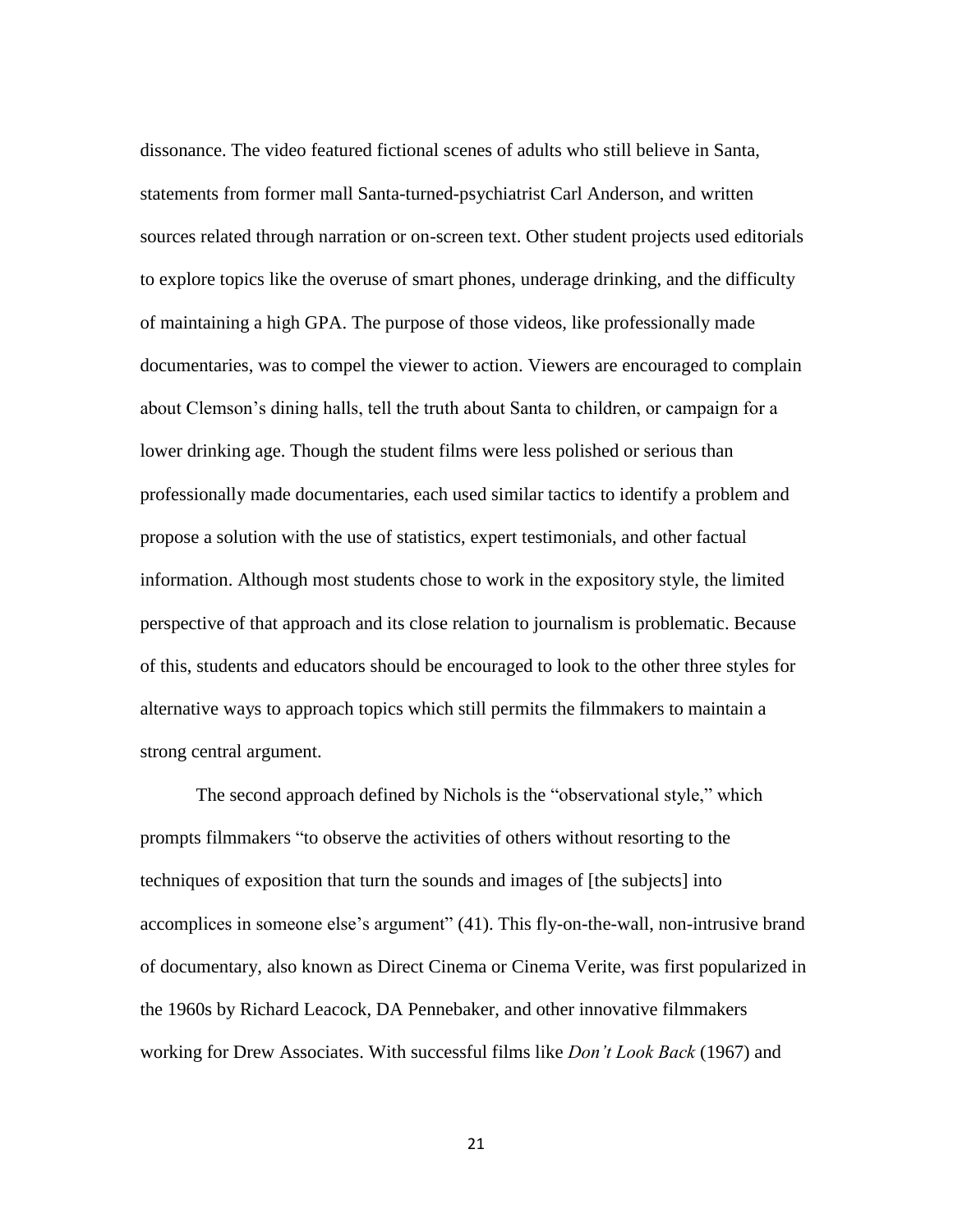dissonance. The video featured fictional scenes of adults who still believe in Santa, statements from former mall Santa-turned-psychiatrist Carl Anderson, and written sources related through narration or on-screen text. Other student projects used editorials to explore topics like the overuse of smart phones, underage drinking, and the difficulty of maintaining a high GPA. The purpose of those videos, like professionally made documentaries, was to compel the viewer to action. Viewers are encouraged to complain about Clemson's dining halls, tell the truth about Santa to children, or campaign for a lower drinking age. Though the student films were less polished or serious than professionally made documentaries, each used similar tactics to identify a problem and propose a solution with the use of statistics, expert testimonials, and other factual information. Although most students chose to work in the expository style, the limited perspective of that approach and its close relation to journalism is problematic. Because of this, students and educators should be encouraged to look to the other three styles for alternative ways to approach topics which still permits the filmmakers to maintain a strong central argument.

The second approach defined by Nichols is the "observational style," which prompts filmmakers "to observe the activities of others without resorting to the techniques of exposition that turn the sounds and images of [the subjects] into accomplices in someone else's argument" (41). This fly-on-the-wall, non-intrusive brand of documentary, also known as Direct Cinema or Cinema Verite, was first popularized in the 1960s by Richard Leacock, DA Pennebaker, and other innovative filmmakers working for Drew Associates. With successful films like *Don't Look Back* (1967) and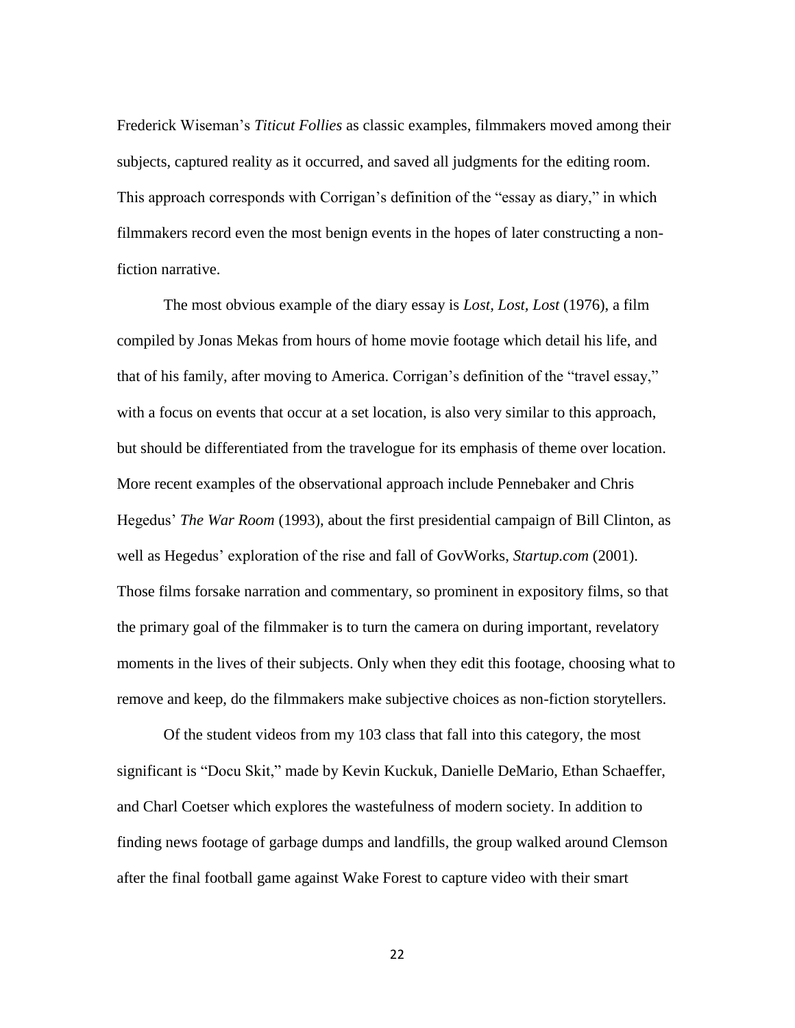Frederick Wiseman's *Titicut Follies* as classic examples, filmmakers moved among their subjects, captured reality as it occurred, and saved all judgments for the editing room. This approach corresponds with Corrigan's definition of the "essay as diary," in which filmmakers record even the most benign events in the hopes of later constructing a non-fiction narrative.

The most obvious example of the diary essay is *Lost, Lost, Lost* (1976), a film compiled by Jonas Mekas from hours of home movie footage which detail his life, and that of his family, after moving to America. Corrigan's definition of the "travel essay," with a focus on events that occur at a set location, is also very similar to this approach, but should be differentiated from the travelogue for its emphasis of theme over location. More recent examples of the observational approach include Pennebaker and Chris Hegedus' *The War Room* (1993), about the first presidential campaign of Bill Clinton, as well as Hegedus' exploration of the rise and fall of GovWorks, *Startup.com* (2001). Those films forsake narration and commentary, so prominent in expository films, so that the primary goal of the filmmaker is to turn the camera on during important, revelatory moments in the lives of their subjects. Only when they edit this footage, choosing what to remove and keep, do the filmmakers make subjective choices as non-fiction storytellers.

Of the student videos from my 103 class that fall into this category, the most significant is "Docu Skit," made by Kevin Kuckuk, Danielle DeMario, Ethan Schaeffer, and Charl Coetser which explores the wastefulness of modern society. In addition to finding news footage of garbage dumps and landfills, the group walked around Clemson after the final football game against Wake Forest to capture video with their smart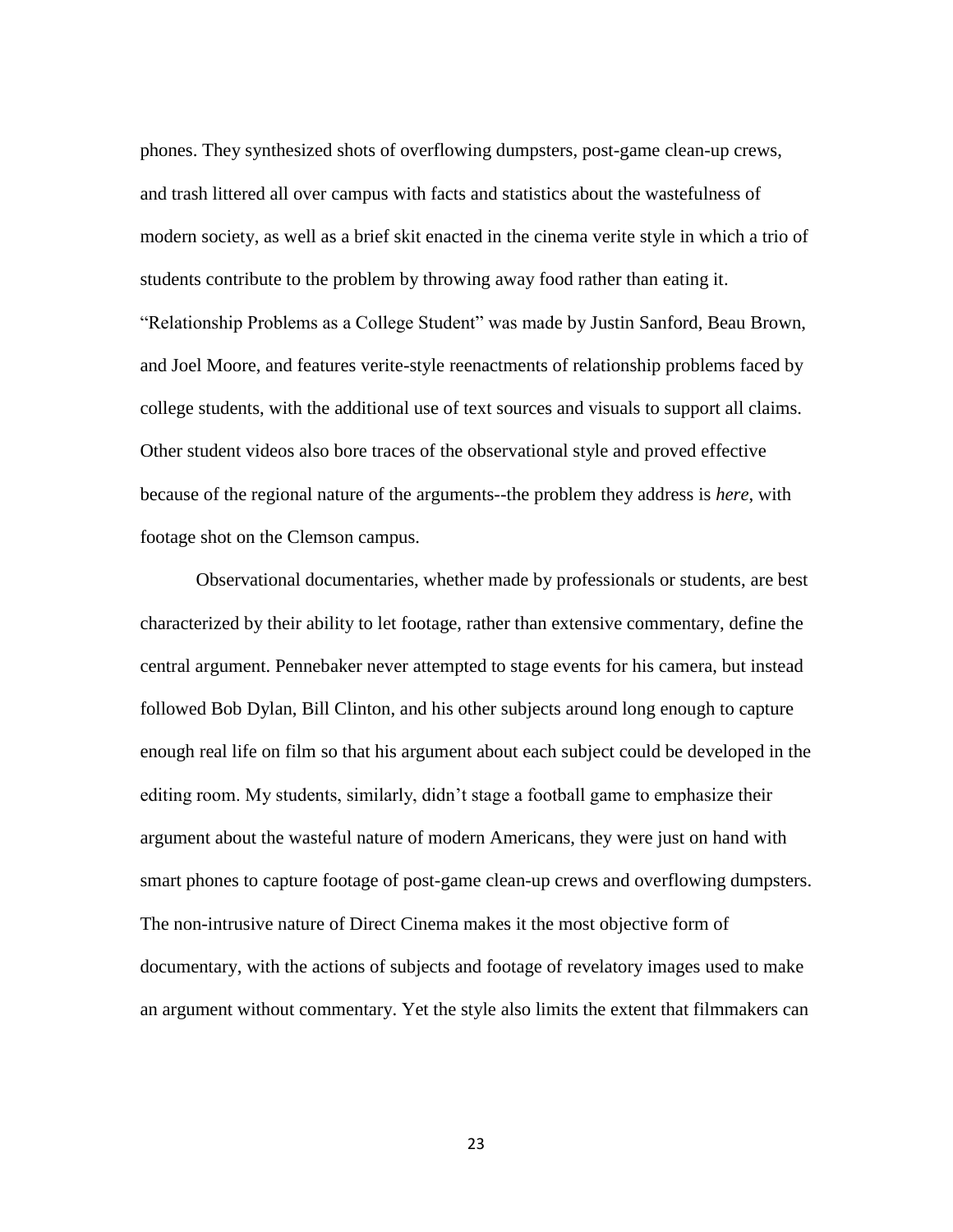phones. They synthesized shots of overflowing dumpsters, post-game clean-up crews, and trash littered all over campus with facts and statistics about the wastefulness of modern society, as well as a brief skit enacted in the cinema verite style in which a trio of students contribute to the problem by throwing away food rather than eating it. "Relationship Problems as a College Student" was made by Justin Sanford, Beau Brown, and Joel Moore, and features verite-style reenactments of relationship problems faced by college students, with the additional use of text sources and visuals to support all claims. Other student videos also bore traces of the observational style and proved effective because of the regional nature of the arguments--the problem they address is *here*, with footage shot on the Clemson campus.

Observational documentaries, whether made by professionals or students, are best characterized by their ability to let footage, rather than extensive commentary, define the central argument. Pennebaker never attempted to stage events for his camera, but instead followed Bob Dylan, Bill Clinton, and his other subjects around long enough to capture enough real life on film so that his argument about each subject could be developed in the editing room. My students, similarly, didn't stage a football game to emphasize their argument about the wasteful nature of modern Americans, they were just on hand with smart phones to capture footage of post-game clean-up crews and overflowing dumpsters. The non-intrusive nature of Direct Cinema makes it the most objective form of documentary, with the actions of subjects and footage of revelatory images used to make an argument without commentary. Yet the style also limits the extent that filmmakers can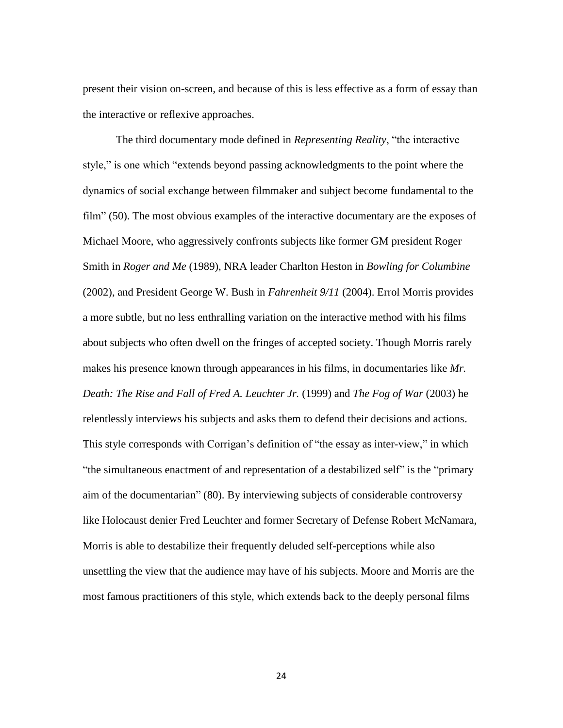present their vision on-screen, and because of this is less effective as a form of essay than the interactive or reflexive approaches.

The third documentary mode defined in *Representing Reality*, "the interactive style," is one which "extends beyond passing acknowledgments to the point where the dynamics of social exchange between filmmaker and subject become fundamental to the film" (50). The most obvious examples of the interactive documentary are the exposes of Michael Moore, who aggressively confronts subjects like former GM president Roger Smith in *Roger and Me* (1989), NRA leader Charlton Heston in *Bowling for Columbine* (2002), and President George W. Bush in *Fahrenheit 9/11* (2004). Errol Morris provides a more subtle, but no less enthralling variation on the interactive method with his films about subjects who often dwell on the fringes of accepted society. Though Morris rarely makes his presence known through appearances in his films, in documentaries like *Mr. Death: The Rise and Fall of Fred A. Leuchter Jr.* (1999) and *The Fog of War* (2003) he relentlessly interviews his subjects and asks them to defend their decisions and actions. This style corresponds with Corrigan's definition of "the essay as inter-view," in which "the simultaneous enactment of and representation of a destabilized self" is the "primary aim of the documentarian" (80). By interviewing subjects of considerable controversy like Holocaust denier Fred Leuchter and former Secretary of Defense Robert McNamara, Morris is able to destabilize their frequently deluded self-perceptions while also unsettling the view that the audience may have of his subjects. Moore and Morris are the most famous practitioners of this style, which extends back to the deeply personal films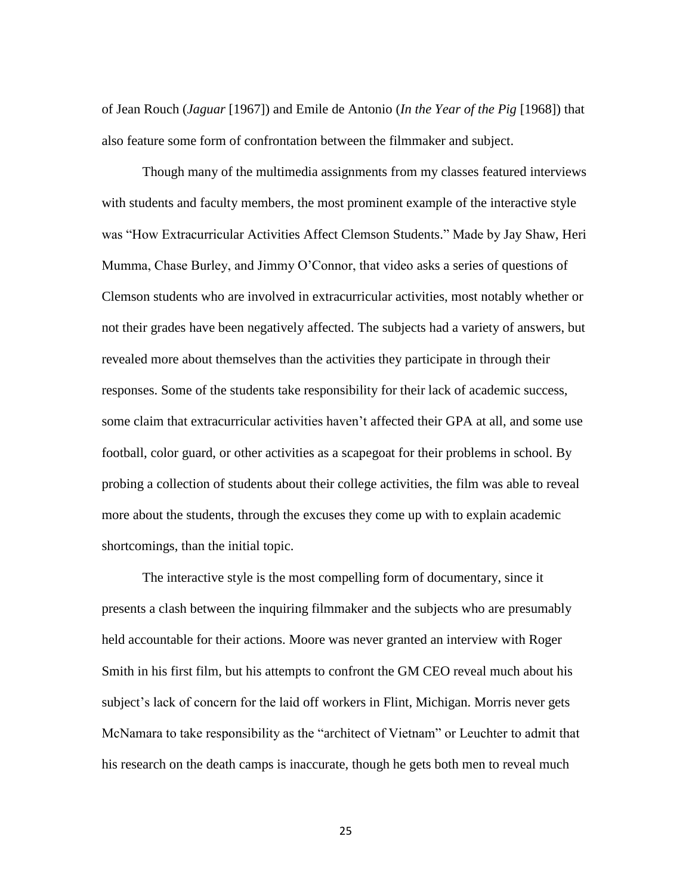of Jean Rouch (*Jaguar* [1967]) and Emile de Antonio (*In the Year of the Pig* [1968]) that also feature some form of confrontation between the filmmaker and subject.

Though many of the multimedia assignments from my classes featured interviews with students and faculty members, the most prominent example of the interactive style was "How Extracurricular Activities Affect Clemson Students." Made by Jay Shaw, Heri Mumma, Chase Burley, and Jimmy O'Connor, that video asks a series of questions of Clemson students who are involved in extracurricular activities, most notably whether or not their grades have been negatively affected. The subjects had a variety of answers, but revealed more about themselves than the activities they participate in through their responses. Some of the students take responsibility for their lack of academic success, some claim that extracurricular activities haven't affected their GPA at all, and some use football, color guard, or other activities as a scapegoat for their problems in school. By probing a collection of students about their college activities, the film was able to reveal more about the students, through the excuses they come up with to explain academic shortcomings, than the initial topic.

The interactive style is the most compelling form of documentary, since it presents a clash between the inquiring filmmaker and the subjects who are presumably held accountable for their actions. Moore was never granted an interview with Roger Smith in his first film, but his attempts to confront the GM CEO reveal much about his subject's lack of concern for the laid off workers in Flint, Michigan. Morris never gets McNamara to take responsibility as the "architect of Vietnam" or Leuchter to admit that his research on the death camps is inaccurate, though he gets both men to reveal much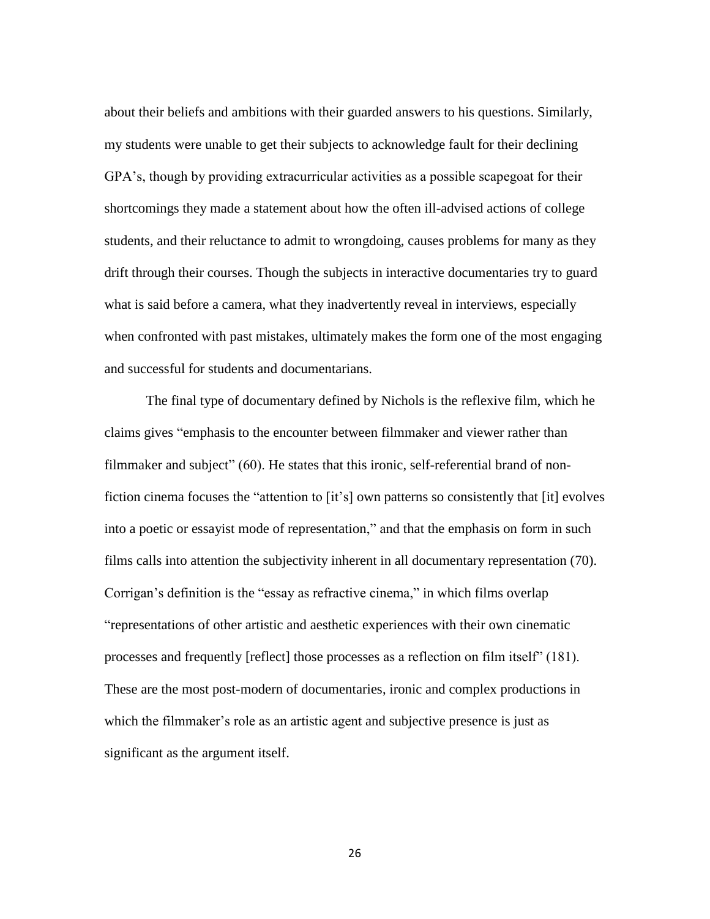about their beliefs and ambitions with their guarded answers to his questions. Similarly, my students were unable to get their subjects to acknowledge fault for their declining GPA's, though by providing extracurricular activities as a possible scapegoat for their shortcomings they made a statement about how the often ill-advised actions of college students, and their reluctance to admit to wrongdoing, causes problems for many as they drift through their courses. Though the subjects in interactive documentaries try to guard what is said before a camera, what they inadvertently reveal in interviews, especially when confronted with past mistakes, ultimately makes the form one of the most engaging and successful for students and documentarians.

The final type of documentary defined by Nichols is the reflexive film, which he claims gives "emphasis to the encounter between filmmaker and viewer rather than filmmaker and subject" (60). He states that this ironic, self-referential brand of non-fiction cinema focuses the "attention to [it's] own patterns so consistently that [it] evolves into a poetic or essayist mode of representation," and that the emphasis on form in such films calls into attention the subjectivity inherent in all documentary representation (70). Corrigan's definition is the "essay as refractive cinema," in which films overlap "representations of other artistic and aesthetic experiences with their own cinematic processes and frequently [reflect] those processes as a reflection on film itself" (181). These are the most post-modern of documentaries, ironic and complex productions in which the filmmaker's role as an artistic agent and subjective presence is just as significant as the argument itself.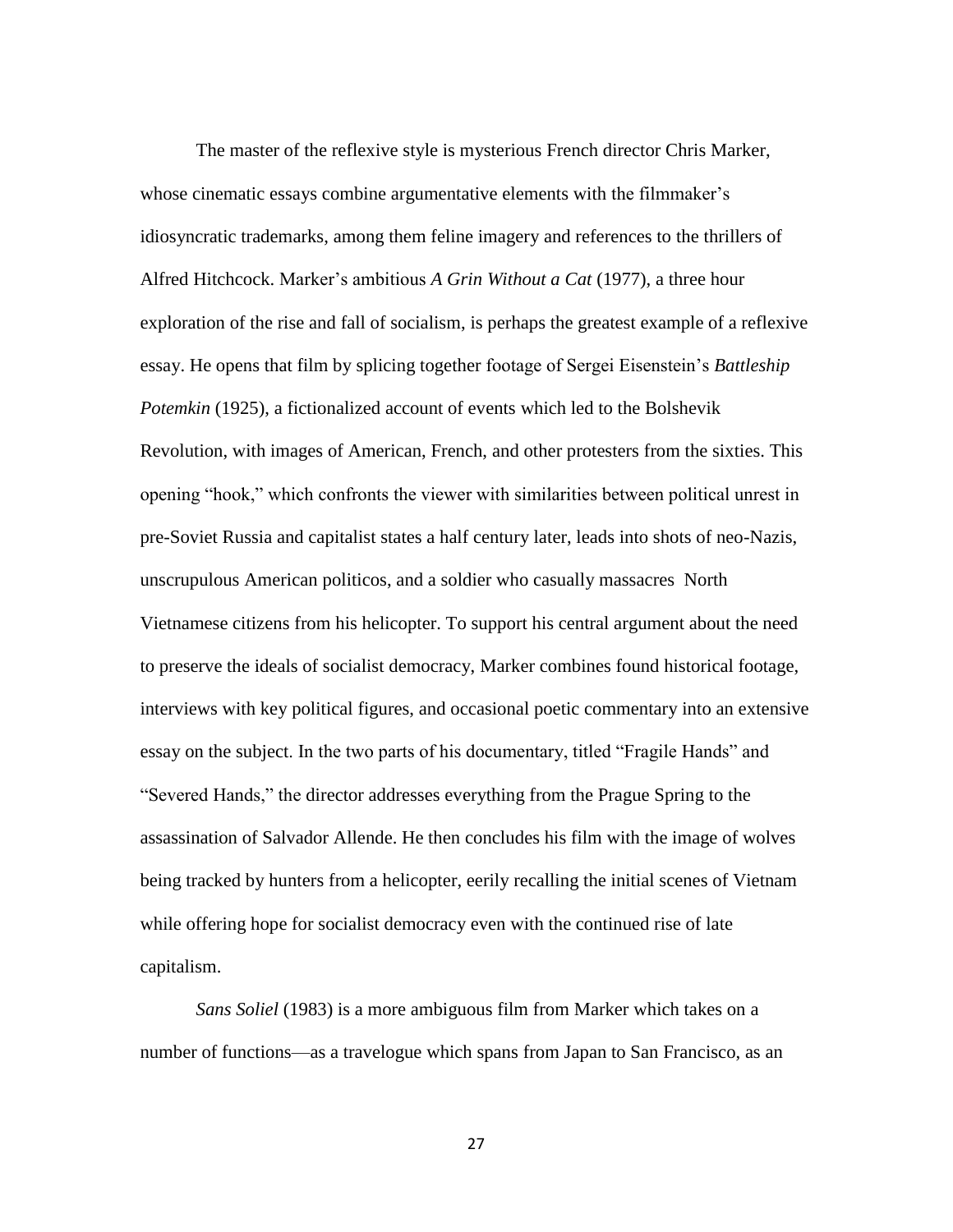The master of the reflexive style is mysterious French director Chris Marker, whose cinematic essays combine argumentative elements with the filmmaker's idiosyncratic trademarks, among them feline imagery and references to the thrillers of Alfred Hitchcock. Marker's ambitious *A Grin Without a Cat* (1977), a three hour exploration of the rise and fall of socialism, is perhaps the greatest example of a reflexive essay. He opens that film by splicing together footage of Sergei Eisenstein's *Battleship Potemkin* (1925), a fictionalized account of events which led to the Bolshevik Revolution, with images of American, French, and other protesters from the sixties. This opening "hook," which confronts the viewer with similarities between political unrest in pre-Soviet Russia and capitalist states a half century later, leads into shots of neo-Nazis, unscrupulous American politicos, and a soldier who casually massacres North Vietnamese citizens from his helicopter. To support his central argument about the need to preserve the ideals of socialist democracy, Marker combines found historical footage, interviews with key political figures, and occasional poetic commentary into an extensive essay on the subject. In the two parts of his documentary, titled "Fragile Hands" and "Severed Hands," the director addresses everything from the Prague Spring to the assassination of Salvador Allende. He then concludes his film with the image of wolves being tracked by hunters from a helicopter, eerily recalling the initial scenes of Vietnam while offering hope for socialist democracy even with the continued rise of late capitalism.

*Sans Soliel* (1983) is a more ambiguous film from Marker which takes on a number of functions—as a travelogue which spans from Japan to San Francisco, as an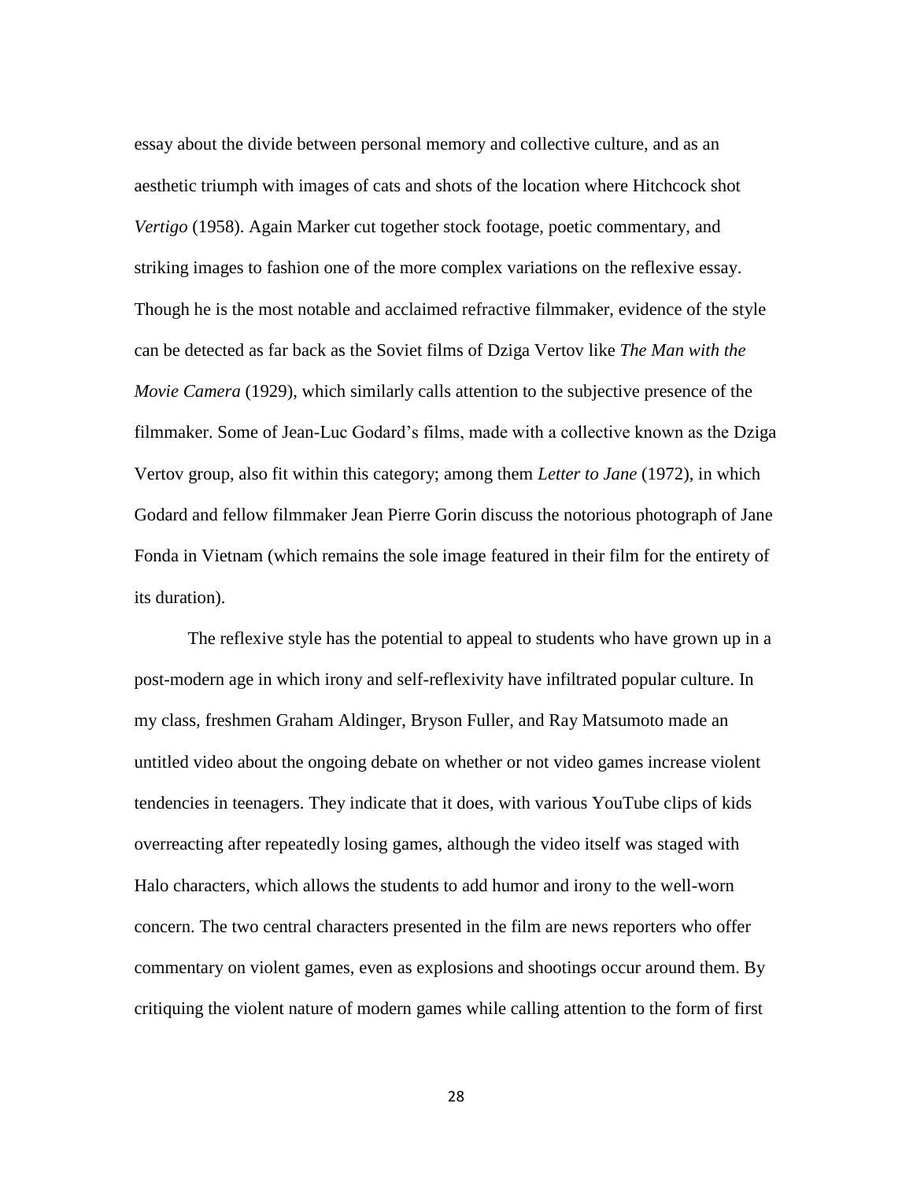essay about the divide between personal memory and collective culture, and as an aesthetic triumph with images of cats and shots of the location where Hitchcock shot *Vertigo* (1958). Again Marker cut together stock footage, poetic commentary, and striking images to fashion one of the more complex variations on the reflexive essay. Though he is the most notable and acclaimed refractive filmmaker, evidence of the style can be detected as far back as the Soviet films of Dziga Vertov like *The Man with the Movie Camera* (1929), which similarly calls attention to the subjective presence of the filmmaker. Some of Jean-Luc Godard's films, made with a collective known as the Dziga Vertov group, also fit within this category; among them *Letter to Jane* (1972), in which Godard and fellow filmmaker Jean Pierre Gorin discuss the notorious photograph of Jane Fonda in Vietnam (which remains the sole image featured in their film for the entirety of its duration).

The reflexive style has the potential to appeal to students who have grown up in a post-modern age in which irony and self-reflexivity have infiltrated popular culture. In my class, freshmen Graham Aldinger, Bryson Fuller, and Ray Matsumoto made an untitled video about the ongoing debate on whether or not video games increase violent tendencies in teenagers. They indicate that it does, with various YouTube clips of kids overreacting after repeatedly losing games, although the video itself was staged with Halo characters, which allows the students to add humor and irony to the well-worn concern. The two central characters presented in the film are news reporters who offer commentary on violent games, even as explosions and shootings occur around them. By critiquing the violent nature of modern games while calling attention to the form of first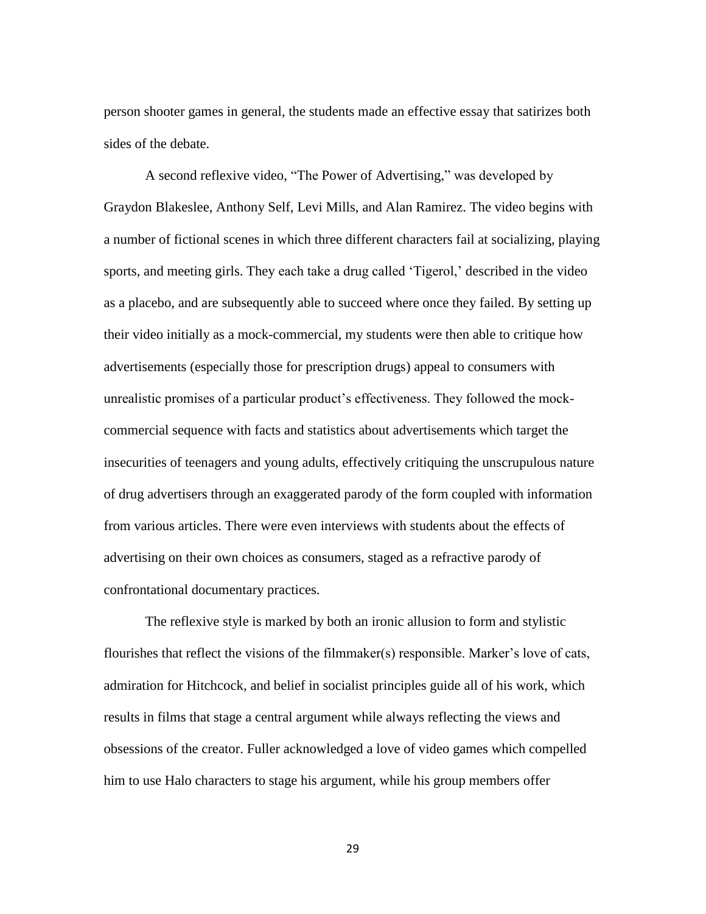person shooter games in general, the students made an effective essay that satirizes both sides of the debate.

A second reflexive video, "The Power of Advertising," was developed by Graydon Blakeslee, Anthony Self, Levi Mills, and Alan Ramirez. The video begins with a number of fictional scenes in which three different characters fail at socializing, playing sports, and meeting girls. They each take a drug called 'Tigerol,' described in the video as a placebo, and are subsequently able to succeed where once they failed. By setting up their video initially as a mock-commercial, my students were then able to critique how advertisements (especially those for prescription drugs) appeal to consumers with unrealistic promises of a particular product's effectiveness. They followed the mock-commercial sequence with facts and statistics about advertisements which target the insecurities of teenagers and young adults, effectively critiquing the unscrupulous nature of drug advertisers through an exaggerated parody of the form coupled with information from various articles. There were even interviews with students about the effects of advertising on their own choices as consumers, staged as a refractive parody of confrontational documentary practices.

The reflexive style is marked by both an ironic allusion to form and stylistic flourishes that reflect the visions of the filmmaker(s) responsible. Marker's love of cats, admiration for Hitchcock, and belief in socialist principles guide all of his work, which results in films that stage a central argument while always reflecting the views and obsessions of the creator. Fuller acknowledged a love of video games which compelled him to use Halo characters to stage his argument, while his group members offer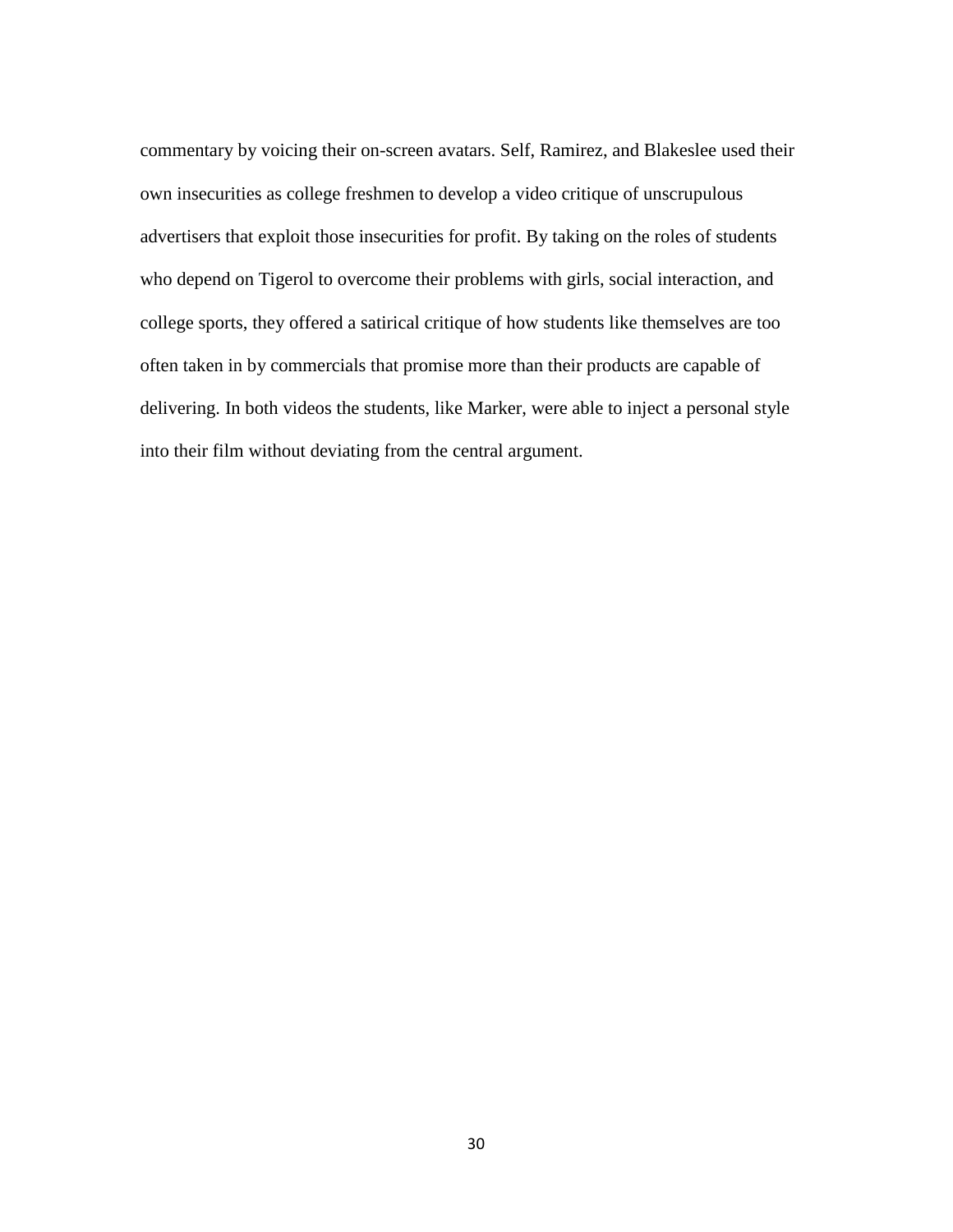commentary by voicing their on-screen avatars. Self, Ramirez, and Blakeslee used their own insecurities as college freshmen to develop a video critique of unscrupulous advertisers that exploit those insecurities for profit. By taking on the roles of students who depend on Tigerol to overcome their problems with girls, social interaction, and college sports, they offered a satirical critique of how students like themselves are too often taken in by commercials that promise more than their products are capable of delivering. In both videos the students, like Marker, were able to inject a personal style into their film without deviating from the central argument.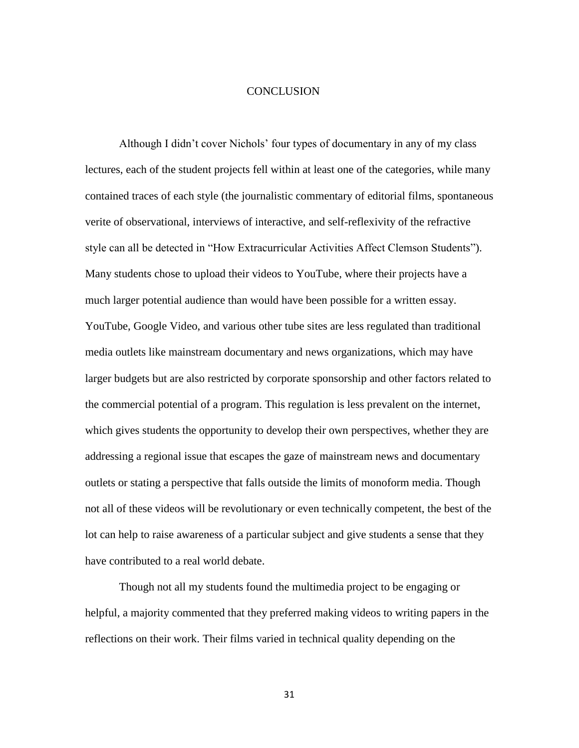# CONCLUSION

Although I didn't cover Nichols' four types of documentary in any of my class lectures, each of the student projects fell within at least one of the categories, while many contained traces of each style (the journalistic commentary of editorial films, spontaneous verite of observational, interviews of interactive, and self-reflexivity of the refractive style can all be detected in "How Extracurricular Activities Affect Clemson Students"). Many students chose to upload their videos to YouTube, where their projects have a much larger potential audience than would have been possible for a written essay. YouTube, Google Video, and various other tube sites are less regulated than traditional media outlets like mainstream documentary and news organizations, which may have larger budgets but are also restricted by corporate sponsorship and other factors related to the commercial potential of a program. This regulation is less prevalent on the internet, which gives students the opportunity to develop their own perspectives, whether they are addressing a regional issue that escapes the gaze of mainstream news and documentary outlets or stating a perspective that falls outside the limits of monoform media. Though not all of these videos will be revolutionary or even technically competent, the best of the lot can help to raise awareness of a particular subject and give students a sense that they have contributed to a real world debate.

Though not all my students found the multimedia project to be engaging or helpful, a majority commented that they preferred making videos to writing papers in the reflections on their work. Their films varied in technical quality depending on the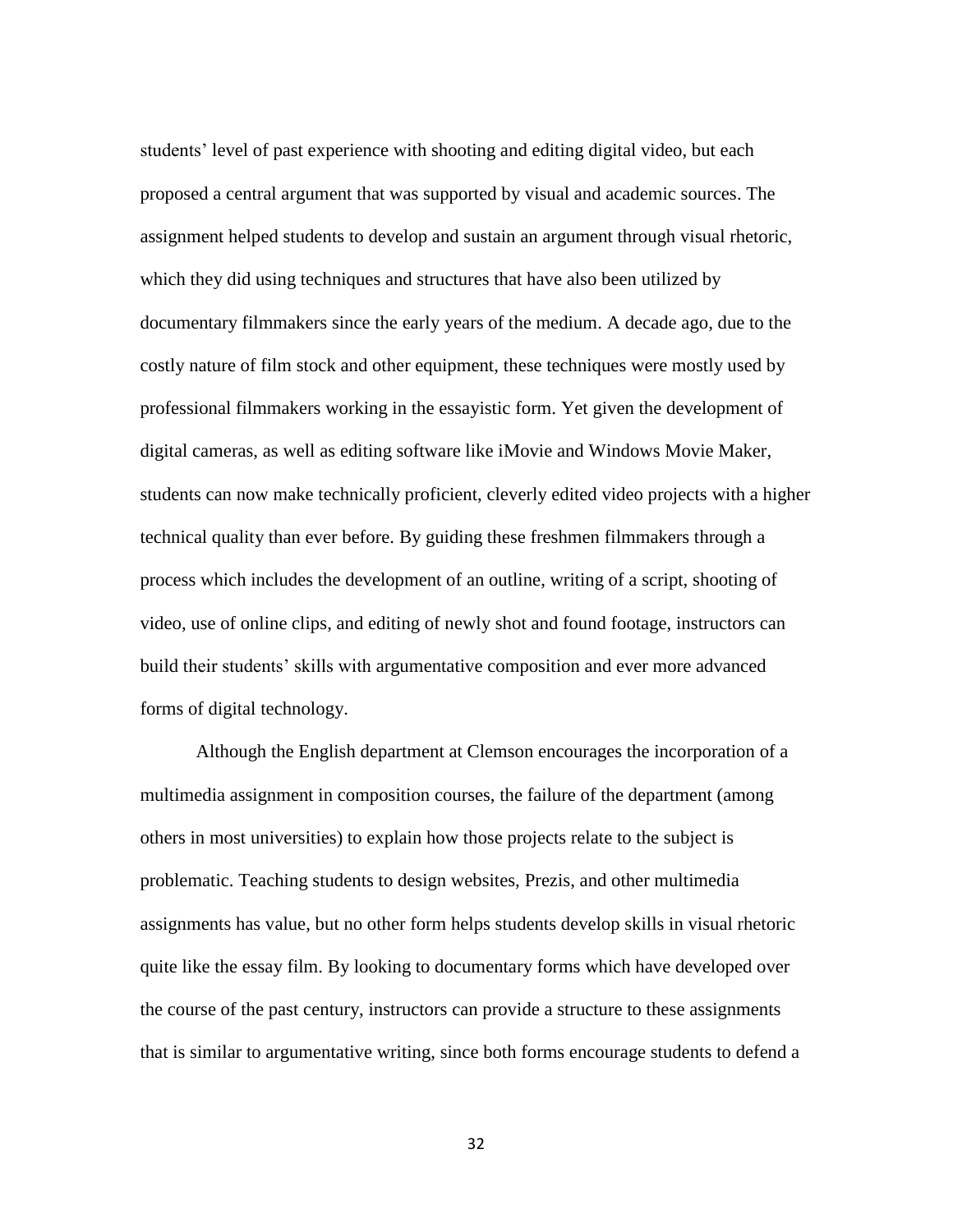students' level of past experience with shooting and editing digital video, but each proposed a central argument that was supported by visual and academic sources. The assignment helped students to develop and sustain an argument through visual rhetoric, which they did using techniques and structures that have also been utilized by documentary filmmakers since the early years of the medium. A decade ago, due to the costly nature of film stock and other equipment, these techniques were mostly used by professional filmmakers working in the essayistic form. Yet given the development of digital cameras, as well as editing software like iMovie and Windows Movie Maker, students can now make technically proficient, cleverly edited video projects with a higher technical quality than ever before. By guiding these freshmen filmmakers through a process which includes the development of an outline, writing of a script, shooting of video, use of online clips, and editing of newly shot and found footage, instructors can build their students' skills with argumentative composition and ever more advanced forms of digital technology.

Although the English department at Clemson encourages the incorporation of a multimedia assignment in composition courses, the failure of the department (among others in most universities) to explain how those projects relate to the subject is problematic. Teaching students to design websites, Prezis, and other multimedia assignments has value, but no other form helps students develop skills in visual rhetoric quite like the essay film. By looking to documentary forms which have developed over the course of the past century, instructors can provide a structure to these assignments that is similar to argumentative writing, since both forms encourage students to defend a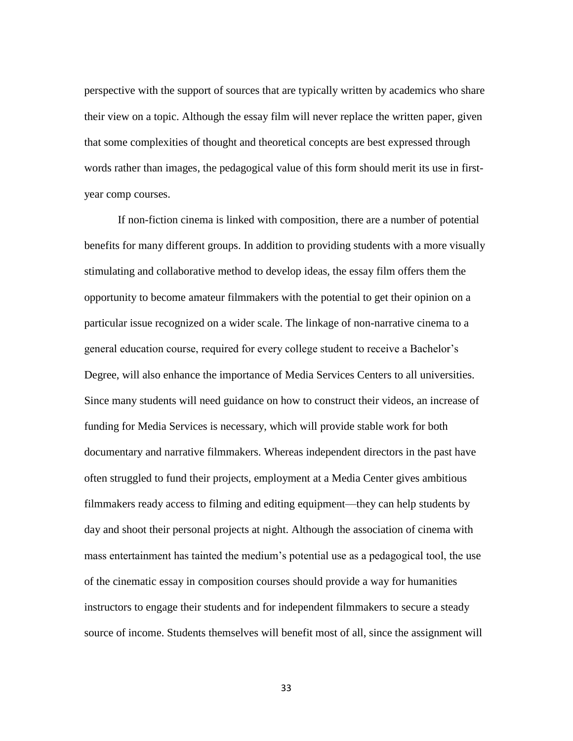perspective with the support of sources that are typically written by academics who share their view on a topic. Although the essay film will never replace the written paper, given that some complexities of thought and theoretical concepts are best expressed through words rather than images, the pedagogical value of this form should merit its use in first-year comp courses.

If non-fiction cinema is linked with composition, there are a number of potential benefits for many different groups. In addition to providing students with a more visually stimulating and collaborative method to develop ideas, the essay film offers them the opportunity to become amateur filmmakers with the potential to get their opinion on a particular issue recognized on a wider scale. The linkage of non-narrative cinema to a general education course, required for every college student to receive a Bachelor's Degree, will also enhance the importance of Media Services Centers to all universities. Since many students will need guidance on how to construct their videos, an increase of funding for Media Services is necessary, which will provide stable work for both documentary and narrative filmmakers. Whereas independent directors in the past have often struggled to fund their projects, employment at a Media Center gives ambitious filmmakers ready access to filming and editing equipment—they can help students by day and shoot their personal projects at night. Although the association of cinema with mass entertainment has tainted the medium's potential use as a pedagogical tool, the use of the cinematic essay in composition courses should provide a way for humanities instructors to engage their students and for independent filmmakers to secure a steady source of income. Students themselves will benefit most of all, since the assignment will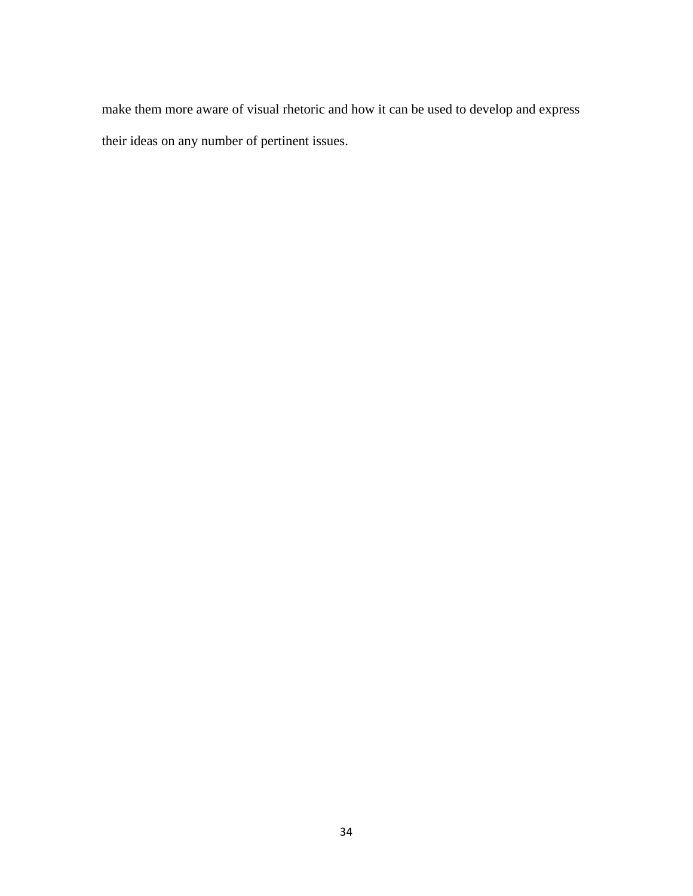make them more aware of visual rhetoric and how it can be used to develop and express their ideas on any number of pertinent issues.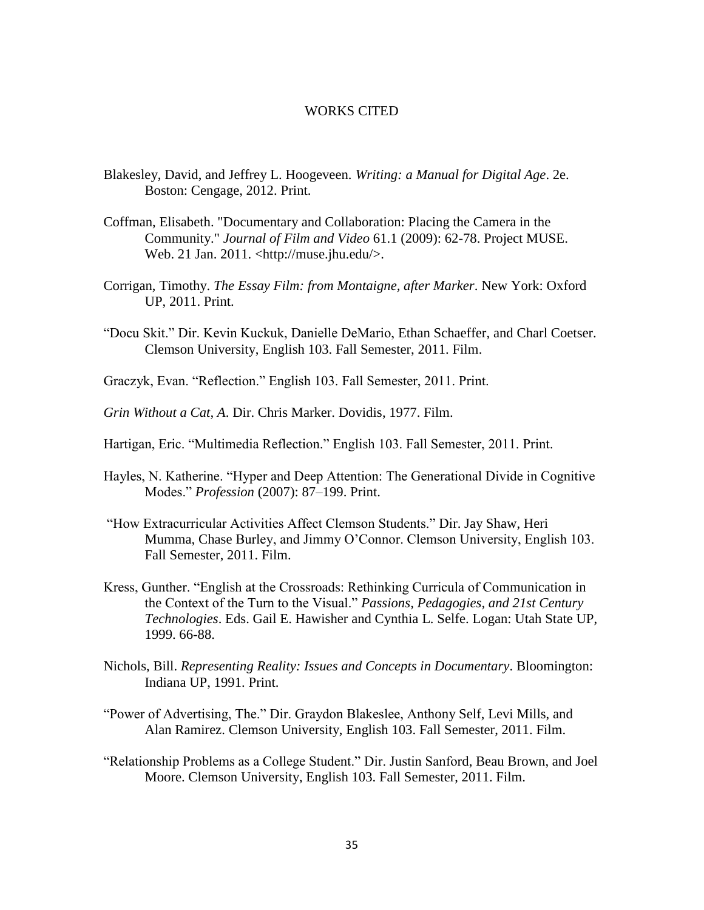# WORKS CITED

Blakesley, David, and Jeffrey L. Hoogeveen. *Writing: a Manual for Digital Age*. 2e. Boston: Cengage, 2012. Print.

Coffman, Elisabeth. "Documentary and Collaboration: Placing the Camera in the Community." *Journal of Film and Video* 61.1 (2009): 62-78. Project MUSE. Web. 21 Jan. 2011. <http://muse.jhu.edu/>.

Corrigan, Timothy. *The Essay Film: from Montaigne, after Marker*. New York: Oxford UP, 2011. Print.

"Docu Skit." Dir. Kevin Kuckuk, Danielle DeMario, Ethan Schaeffer, and Charl Coetser. Clemson University, English 103. Fall Semester, 2011. Film.

Graczyk, Evan. "Reflection." English 103. Fall Semester, 2011. Print.

*Grin Without a Cat, A*. Dir. Chris Marker. Dovidis, 1977. Film.

Hartigan, Eric. "Multimedia Reflection." English 103. Fall Semester, 2011. Print.

Hayles, N. Katherine. "Hyper and Deep Attention: The Generational Divide in Cognitive Modes." *Profession* (2007): 87–199. Print.

"How Extracurricular Activities Affect Clemson Students." Dir. Jay Shaw, Heri Mumma, Chase Burley, and Jimmy O'Connor. Clemson University, English 103. Fall Semester, 2011. Film.

Kress, Gunther. "English at the Crossroads: Rethinking Curricula of Communication in the Context of the Turn to the Visual." *Passions, Pedagogies, and 21st Century Technologies*. Eds. Gail E. Hawisher and Cynthia L. Selfe. Logan: Utah State UP, 1999. 66-88.

Nichols, Bill. *Representing Reality: Issues and Concepts in Documentary*. Bloomington: Indiana UP, 1991. Print.

"Power of Advertising, The." Dir. Graydon Blakeslee, Anthony Self, Levi Mills, and Alan Ramirez. Clemson University, English 103. Fall Semester, 2011. Film.

"Relationship Problems as a College Student." Dir. Justin Sanford, Beau Brown, and Joel Moore. Clemson University, English 103. Fall Semester, 2011. Film.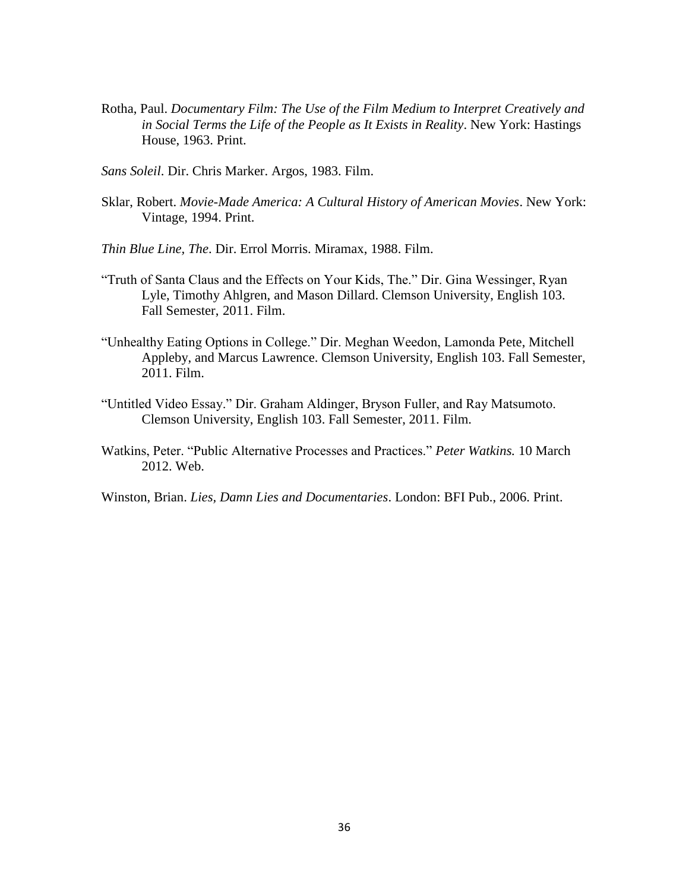Rotha, Paul. *Documentary Film: The Use of the Film Medium to Interpret Creatively and in Social Terms the Life of the People as It Exists in Reality*. New York: Hastings House, 1963. Print.

*Sans Soleil*. Dir. Chris Marker. Argos, 1983. Film.

Sklar, Robert. *Movie-Made America: A Cultural History of American Movies*. New York: Vintage, 1994. Print.

*Thin Blue Line, The*. Dir. Errol Morris. Miramax, 1988. Film.

"Truth of Santa Claus and the Effects on Your Kids, The." Dir. Gina Wessinger, Ryan Lyle, Timothy Ahlgren, and Mason Dillard. Clemson University, English 103. Fall Semester, 2011. Film.

"Unhealthy Eating Options in College." Dir. Meghan Weedon, Lamonda Pete, Mitchell Appleby, and Marcus Lawrence. Clemson University, English 103. Fall Semester, 2011. Film.

"Untitled Video Essay." Dir. Graham Aldinger, Bryson Fuller, and Ray Matsumoto. Clemson University, English 103. Fall Semester, 2011. Film.

Watkins, Peter. "Public Alternative Processes and Practices." *Peter Watkins.* 10 March 2012. Web.

Winston, Brian. *Lies, Damn Lies and Documentaries*. London: BFI Pub., 2006. Print.